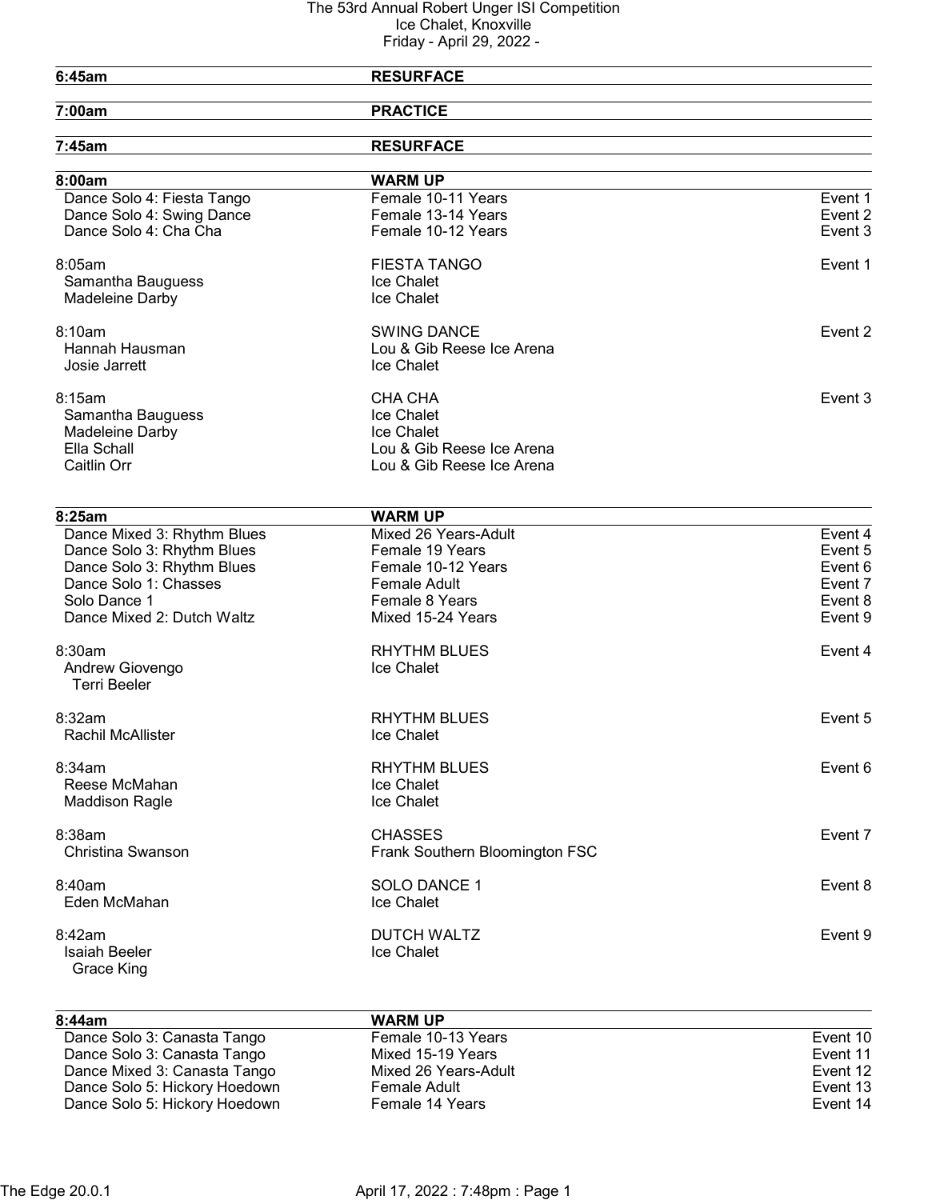# The 53rd Annual Robert Unger ISI Competition
## Ice Chalet, Knoxville
### Friday - April 29, 2022 -

**6:45am** **RESURFACE**

**7:00am** **PRACTICE**

**7:45am** **RESURFACE**

**8:00am** **WARM UP**

| | | |
|---|---|---|
| Dance Solo 4: Fiesta Tango | Female 10-11 Years | Event 1 |
| Dance Solo 4: Swing Dance | Female 13-14 Years | Event 2 |
| Dance Solo 4: Cha Cha | Female 10-12 Years | Event 3 |

| | | |
|---|---|---|
| 8:05am | FIESTA TANGO | Event 1 |
| Samantha Bauguess | Ice Chalet | |
| Madeleine Darby | Ice Chalet | |

| | | |
|---|---|---|
| 8:10am | SWING DANCE | Event 2 |
| Hannah Hausman | Lou & Gib Reese Ice Arena | |
| Josie Jarrett | Ice Chalet | |

| | | |
|---|---|---|
| 8:15am | CHA CHA | Event 3 |
| Samantha Bauguess | Ice Chalet | |
| Madeleine Darby | Ice Chalet | |
| Ella Schall | Lou & Gib Reese Ice Arena | |
| Caitlin Orr | Lou & Gib Reese Ice Arena | |

**8:25am** **WARM UP**

| | | |
|---|---|---|
| Dance Mixed 3: Rhythm Blues | Mixed 26 Years-Adult | Event 4 |
| Dance Solo 3: Rhythm Blues | Female 19 Years | Event 5 |
| Dance Solo 3: Rhythm Blues | Female 10-12 Years | Event 6 |
| Dance Solo 1: Chasses | Female Adult | Event 7 |
| Solo Dance 1 | Female 8 Years | Event 8 |
| Dance Mixed 2: Dutch Waltz | Mixed 15-24 Years | Event 9 |

| | | |
|---|---|---|
| 8:30am | RHYTHM BLUES | Event 4 |
| Andrew Giovengo | Ice Chalet | |
| Terri Beeler | | |

| | | |
|---|---|---|
| 8:32am | RHYTHM BLUES | Event 5 |
| Rachil McAllister | Ice Chalet | |

| | | |
|---|---|---|
| 8:34am | RHYTHM BLUES | Event 6 |
| Reese McMahan | Ice Chalet | |
| Maddison Ragle | Ice Chalet | |

| | | |
|---|---|---|
| 8:38am | CHASSES | Event 7 |
| Christina Swanson | Frank Southern Bloomington FSC | |

| | | |
|---|---|---|
| 8:40am | SOLO DANCE 1 | Event 8 |
| Eden McMahan | Ice Chalet | |

| | | |
|---|---|---|
| 8:42am | DUTCH WALTZ | Event 9 |
| Isaiah Beeler | Ice Chalet | |
| Grace King | | |

**8:44am** **WARM UP**

| | | |
|---|---|---|
| Dance Solo 3: Canasta Tango | Female 10-13 Years | Event 10 |
| Dance Solo 3: Canasta Tango | Mixed 15-19 Years | Event 11 |
| Dance Mixed 3: Canasta Tango | Mixed 26 Years-Adult | Event 12 |
| Dance Solo 5: Hickory Hoedown | Female Adult | Event 13 |
| Dance Solo 5: Hickory Hoedown | Female 14 Years | Event 14 |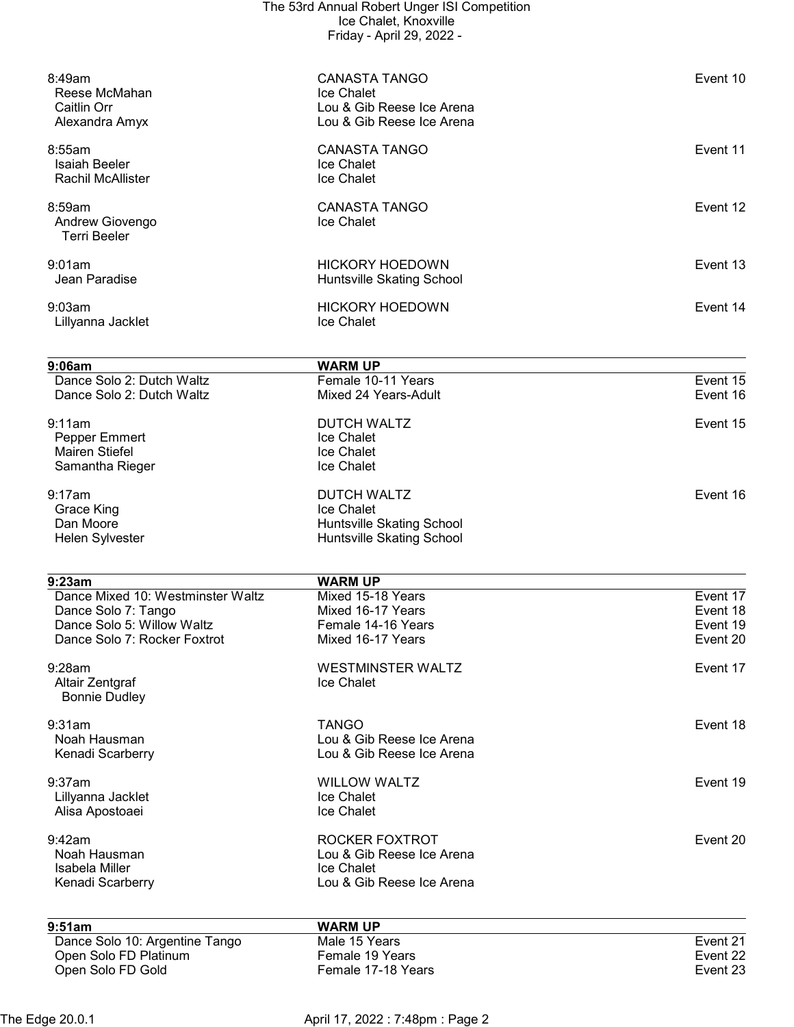| Time / Skater | Event / Club | Event # |
|---|---|---|
| 8:49am | CANASTA TANGO | Event 10 |
| Reese McMahan | Ice Chalet | |
| Caitlin Orr | Lou & Gib Reese Ice Arena | |
| Alexandra Amyx | Lou & Gib Reese Ice Arena | |
| 8:55am | CANASTA TANGO | Event 11 |
| Isaiah Beeler | Ice Chalet | |
| Rachil McAllister | Ice Chalet | |
| 8:59am | CANASTA TANGO | Event 12 |
| Andrew Giovengo | Ice Chalet | |
| Terri Beeler | | |
| 9:01am | HICKORY HOEDOWN | Event 13 |
| Jean Paradise | Huntsville Skating School | |
| 9:03am | HICKORY HOEDOWN | Event 14 |
| Lillyanna Jacklet | Ice Chalet | |

| 9:06am | WARM UP | |
|---|---|---|
| Dance Solo 2: Dutch Waltz | Female 10-11 Years | Event 15 |
| Dance Solo 2: Dutch Waltz | Mixed 24 Years-Adult | Event 16 |

| Time / Skater | Event / Club | Event # |
|---|---|---|
| 9:11am | DUTCH WALTZ | Event 15 |
| Pepper Emmert | Ice Chalet | |
| Mairen Stiefel | Ice Chalet | |
| Samantha Rieger | Ice Chalet | |
| 9:17am | DUTCH WALTZ | Event 16 |
| Grace King | Ice Chalet | |
| Dan Moore | Huntsville Skating School | |
| Helen Sylvester | Huntsville Skating School | |

| 9:23am | WARM UP | |
|---|---|---|
| Dance Mixed 10: Westminster Waltz | Mixed 15-18 Years | Event 17 |
| Dance Solo 7: Tango | Mixed 16-17 Years | Event 18 |
| Dance Solo 5: Willow Waltz | Female 14-16 Years | Event 19 |
| Dance Solo 7: Rocker Foxtrot | Mixed 16-17 Years | Event 20 |

| Time / Skater | Event / Club | Event # |
|---|---|---|
| 9:28am | WESTMINSTER WALTZ | Event 17 |
| Altair Zentgraf | Ice Chalet | |
| Bonnie Dudley | | |
| 9:31am | TANGO | Event 18 |
| Noah Hausman | Lou & Gib Reese Ice Arena | |
| Kenadi Scarberry | Lou & Gib Reese Ice Arena | |
| 9:37am | WILLOW WALTZ | Event 19 |
| Lillyanna Jacklet | Ice Chalet | |
| Alisa Apostoaei | Ice Chalet | |
| 9:42am | ROCKER FOXTROT | Event 20 |
| Noah Hausman | Lou & Gib Reese Ice Arena | |
| Isabela Miller | Ice Chalet | |
| Kenadi Scarberry | Lou & Gib Reese Ice Arena | |

| 9:51am | WARM UP | |
|---|---|---|
| Dance Solo 10: Argentine Tango | Male 15 Years | Event 21 |
| Open Solo FD Platinum | Female 19 Years | Event 22 |
| Open Solo FD Gold | Female 17-18 Years | Event 23 |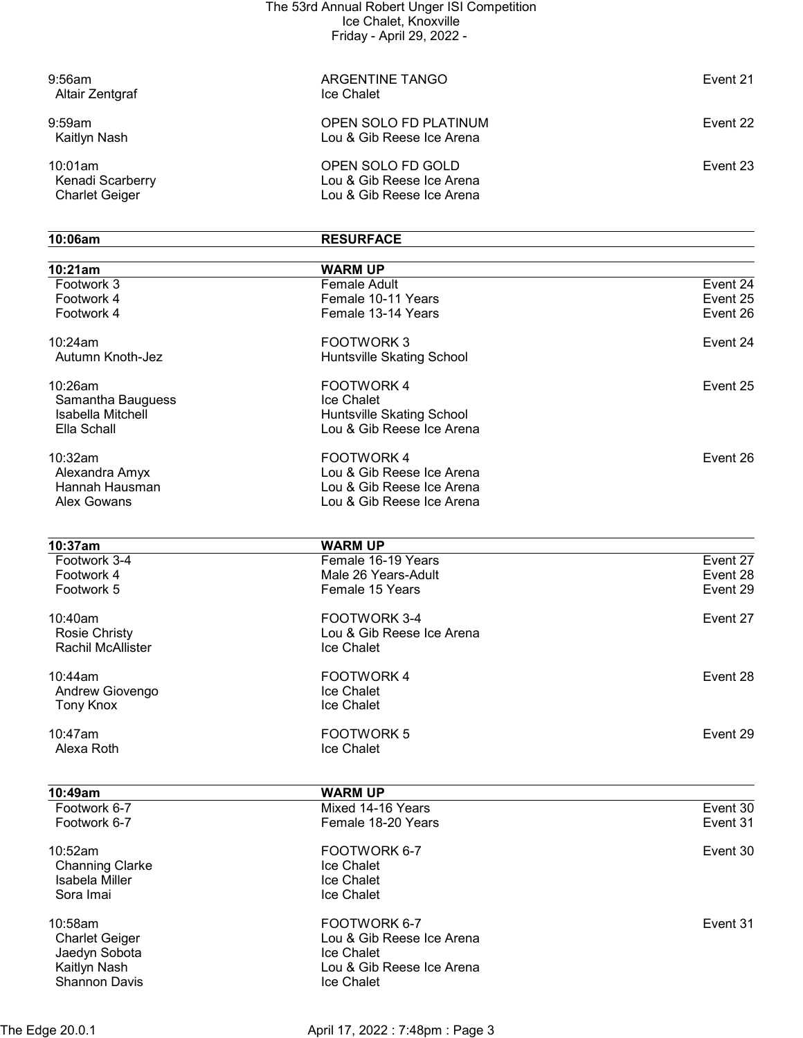9:56am | ARGENTINE TANGO | Event 21
- Altair Zentgraf — Ice Chalet

9:59am | OPEN SOLO FD PLATINUM | Event 22
- Kaitlyn Nash — Lou & Gib Reese Ice Arena

10:01am | OPEN SOLO FD GOLD | Event 23
- Kenadi Scarberry — Lou & Gib Reese Ice Arena
- Charlet Geiger — Lou & Gib Reese Ice Arena

**10:06am — RESURFACE**

**10:21am — WARM UP**

| Level | Category | Event |
|---|---|---|
| Footwork 3 | Female Adult | Event 24 |
| Footwork 4 | Female 10-11 Years | Event 25 |
| Footwork 4 | Female 13-14 Years | Event 26 |

10:24am | FOOTWORK 3 | Event 24
- Autumn Knoth-Jez — Huntsville Skating School

10:26am | FOOTWORK 4 | Event 25
- Samantha Bauguess — Ice Chalet
- Isabella Mitchell — Huntsville Skating School
- Ella Schall — Lou & Gib Reese Ice Arena

10:32am | FOOTWORK 4 | Event 26
- Alexandra Amyx — Lou & Gib Reese Ice Arena
- Hannah Hausman — Lou & Gib Reese Ice Arena
- Alex Gowans — Lou & Gib Reese Ice Arena

**10:37am — WARM UP**

| Level | Category | Event |
|---|---|---|
| Footwork 3-4 | Female 16-19 Years | Event 27 |
| Footwork 4 | Male 26 Years-Adult | Event 28 |
| Footwork 5 | Female 15 Years | Event 29 |

10:40am | FOOTWORK 3-4 | Event 27
- Rosie Christy — Lou & Gib Reese Ice Arena
- Rachil McAllister — Ice Chalet

10:44am | FOOTWORK 4 | Event 28
- Andrew Giovengo — Ice Chalet
- Tony Knox — Ice Chalet

10:47am | FOOTWORK 5 | Event 29
- Alexa Roth — Ice Chalet

**10:49am — WARM UP**

| Level | Category | Event |
|---|---|---|
| Footwork 6-7 | Mixed 14-16 Years | Event 30 |
| Footwork 6-7 | Female 18-20 Years | Event 31 |

10:52am | FOOTWORK 6-7 | Event 30
- Channing Clarke — Ice Chalet
- Isabela Miller — Ice Chalet
- Sora Imai — Ice Chalet

10:58am | FOOTWORK 6-7 | Event 31
- Charlet Geiger — Lou & Gib Reese Ice Arena
- Jaedyn Sobota — Ice Chalet
- Kaitlyn Nash — Lou & Gib Reese Ice Arena
- Shannon Davis — Ice Chalet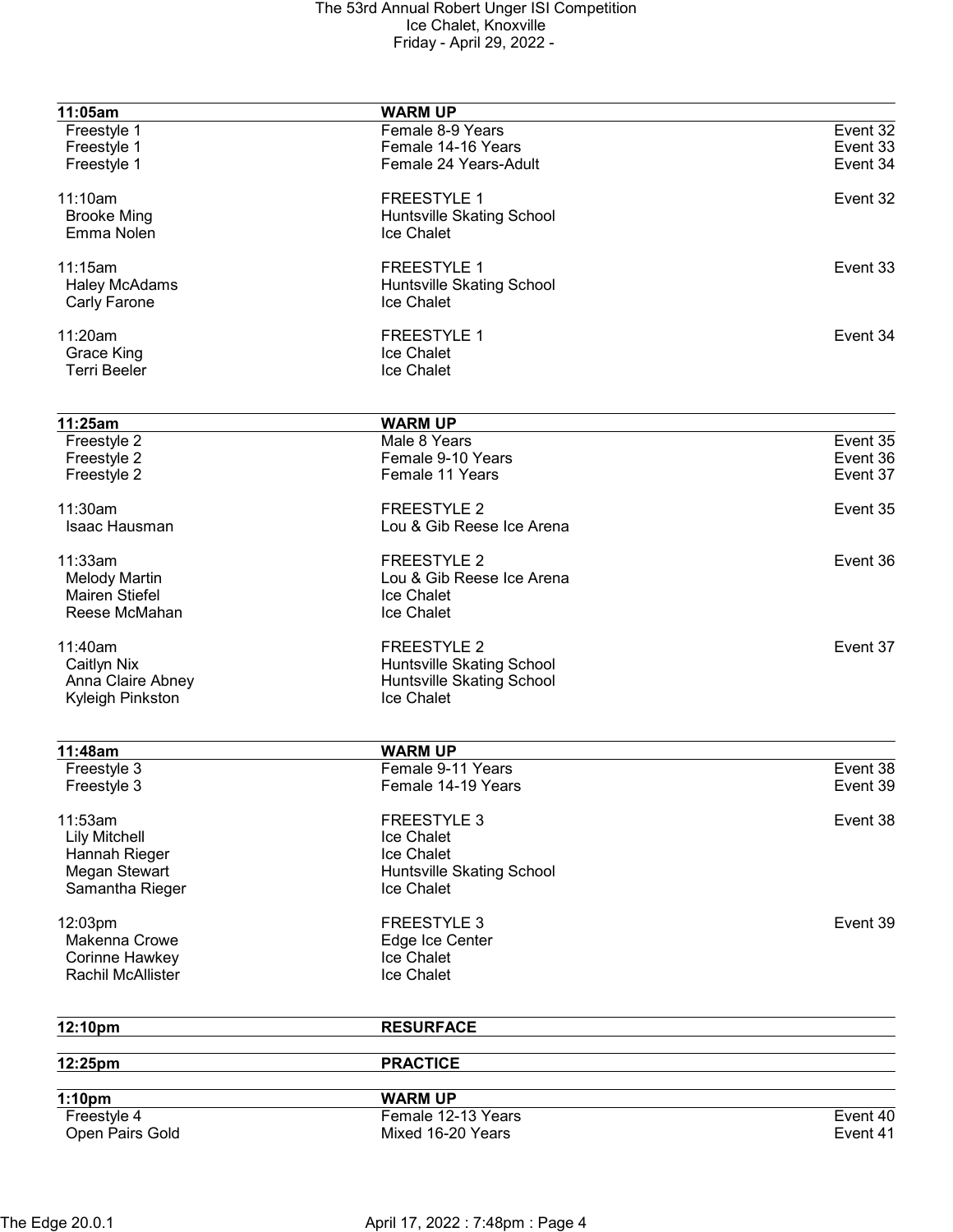| **11:05am** | **WARM UP** | |
|---|---|---|
| Freestyle 1 | Female 8-9 Years | Event 32 |
| Freestyle 1 | Female 14-16 Years | Event 33 |
| Freestyle 1 | Female 24 Years-Adult | Event 34 |
| | | |
| 11:10am | FREESTYLE 1 | Event 32 |
| Brooke Ming | Huntsville Skating School | |
| Emma Nolen | Ice Chalet | |
| | | |
| 11:15am | FREESTYLE 1 | Event 33 |
| Haley McAdams | Huntsville Skating School | |
| Carly Farone | Ice Chalet | |
| | | |
| 11:20am | FREESTYLE 1 | Event 34 |
| Grace King | Ice Chalet | |
| Terri Beeler | Ice Chalet | |

| **11:25am** | **WARM UP** | |
|---|---|---|
| Freestyle 2 | Male 8 Years | Event 35 |
| Freestyle 2 | Female 9-10 Years | Event 36 |
| Freestyle 2 | Female 11 Years | Event 37 |
| | | |
| 11:30am | FREESTYLE 2 | Event 35 |
| Isaac Hausman | Lou & Gib Reese Ice Arena | |
| | | |
| 11:33am | FREESTYLE 2 | Event 36 |
| Melody Martin | Lou & Gib Reese Ice Arena | |
| Mairen Stiefel | Ice Chalet | |
| Reese McMahan | Ice Chalet | |
| | | |
| 11:40am | FREESTYLE 2 | Event 37 |
| Caitlyn Nix | Huntsville Skating School | |
| Anna Claire Abney | Huntsville Skating School | |
| Kyleigh Pinkston | Ice Chalet | |

| **11:48am** | **WARM UP** | |
|---|---|---|
| Freestyle 3 | Female 9-11 Years | Event 38 |
| Freestyle 3 | Female 14-19 Years | Event 39 |
| | | |
| 11:53am | FREESTYLE 3 | Event 38 |
| Lily Mitchell | Ice Chalet | |
| Hannah Rieger | Ice Chalet | |
| Megan Stewart | Huntsville Skating School | |
| Samantha Rieger | Ice Chalet | |
| | | |
| 12:03pm | FREESTYLE 3 | Event 39 |
| Makenna Crowe | Edge Ice Center | |
| Corinne Hawkey | Ice Chalet | |
| Rachil McAllister | Ice Chalet | |

| **12:10pm** | **RESURFACE** | |
|---|---|---|

| **12:25pm** | **PRACTICE** | |
|---|---|---|

| **1:10pm** | **WARM UP** | |
|---|---|---|
| Freestyle 4 | Female 12-13 Years | Event 40 |
| Open Pairs Gold | Mixed 16-20 Years | Event 41 |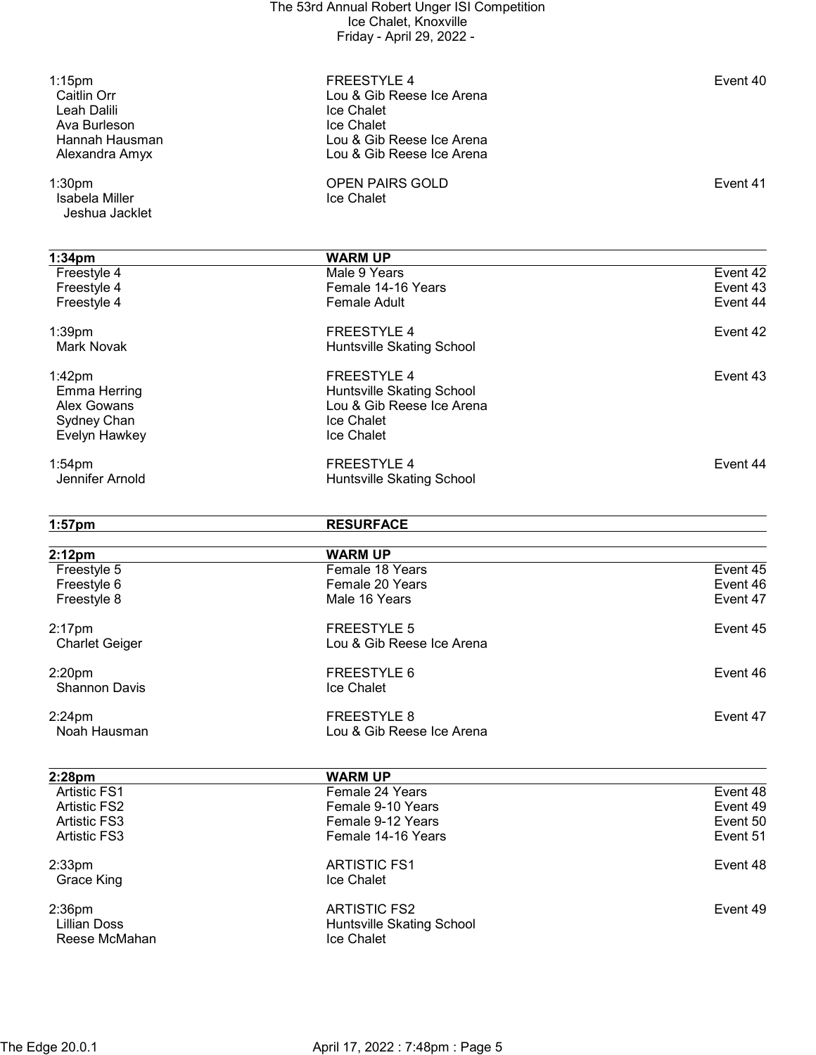1:15pm — FREESTYLE 4 — Event 40

- Caitlin Orr — Lou & Gib Reese Ice Arena
- Leah Dalili — Ice Chalet
- Ava Burleson — Ice Chalet
- Hannah Hausman — Lou & Gib Reese Ice Arena
- Alexandra Amyx — Lou & Gib Reese Ice Arena

1:30pm — OPEN PAIRS GOLD — Event 41

- Isabela Miller — Ice Chalet
  Jeshua Jacklet

---

**1:34pm — WARM UP**

| | | |
|---|---|---|
| Freestyle 4 | Male 9 Years | Event 42 |
| Freestyle 4 | Female 14-16 Years | Event 43 |
| Freestyle 4 | Female Adult | Event 44 |

1:39pm — FREESTYLE 4 — Event 42

- Mark Novak — Huntsville Skating School

1:42pm — FREESTYLE 4 — Event 43

- Emma Herring — Huntsville Skating School
- Alex Gowans — Lou & Gib Reese Ice Arena
- Sydney Chan — Ice Chalet
- Evelyn Hawkey — Ice Chalet

1:54pm — FREESTYLE 4 — Event 44

- Jennifer Arnold — Huntsville Skating School

---

**1:57pm — RESURFACE**

---

**2:12pm — WARM UP**

| | | |
|---|---|---|
| Freestyle 5 | Female 18 Years | Event 45 |
| Freestyle 6 | Female 20 Years | Event 46 |
| Freestyle 8 | Male 16 Years | Event 47 |

2:17pm — FREESTYLE 5 — Event 45

- Charlet Geiger — Lou & Gib Reese Ice Arena

2:20pm — FREESTYLE 6 — Event 46

- Shannon Davis — Ice Chalet

2:24pm — FREESTYLE 8 — Event 47

- Noah Hausman — Lou & Gib Reese Ice Arena

---

**2:28pm — WARM UP**

| | | |
|---|---|---|
| Artistic FS1 | Female 24 Years | Event 48 |
| Artistic FS2 | Female 9-10 Years | Event 49 |
| Artistic FS3 | Female 9-12 Years | Event 50 |
| Artistic FS3 | Female 14-16 Years | Event 51 |

2:33pm — ARTISTIC FS1 — Event 48

- Grace King — Ice Chalet

2:36pm — ARTISTIC FS2 — Event 49

- Lillian Doss — Huntsville Skating School
- Reese McMahan — Ice Chalet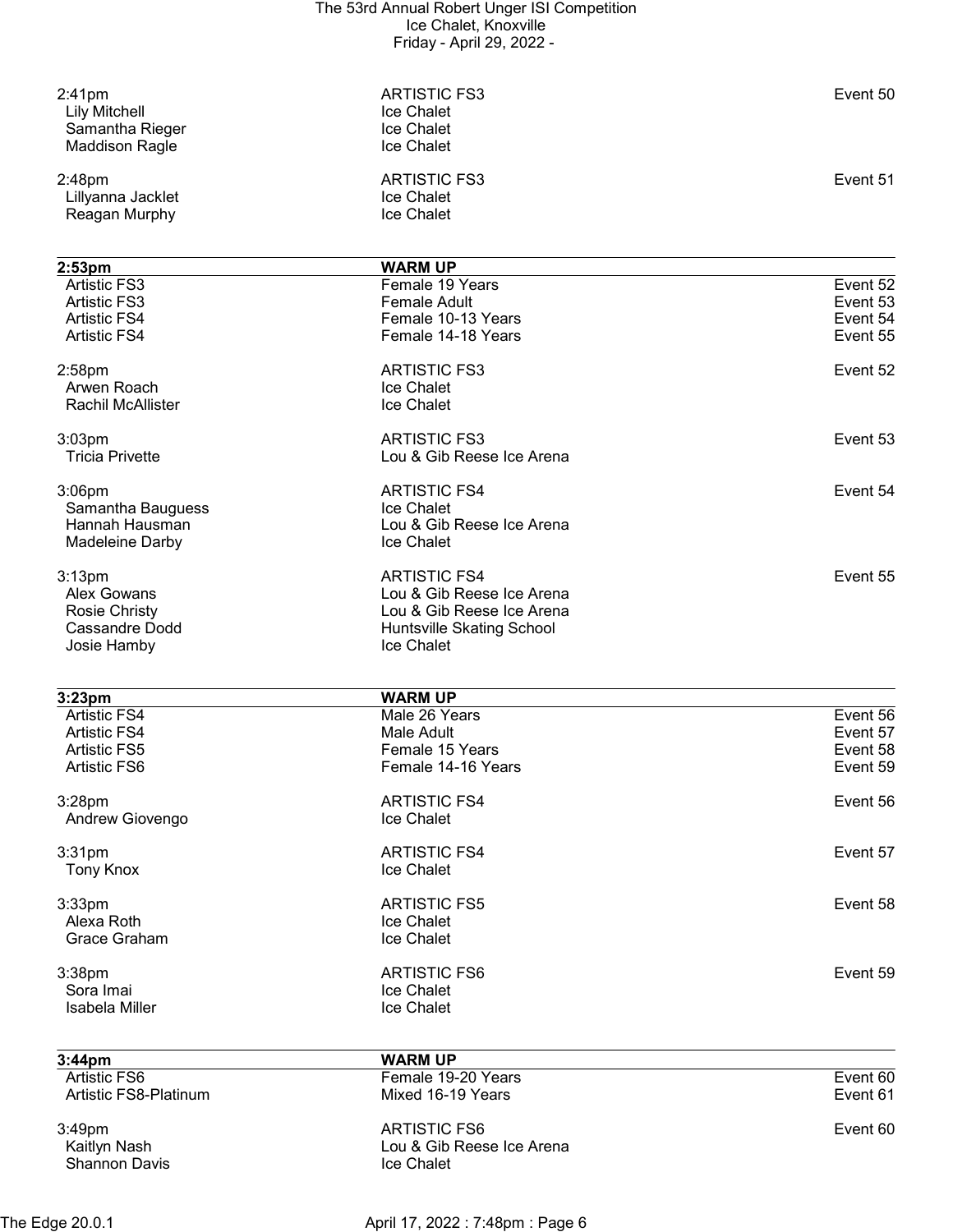| | | |
|---|---|---|
| 2:41pm | ARTISTIC FS3 | Event 50 |
| Lily Mitchell | Ice Chalet | |
| Samantha Rieger | Ice Chalet | |
| Maddison Ragle | Ice Chalet | |
| | | |
| 2:48pm | ARTISTIC FS3 | Event 51 |
| Lillyanna Jacklet | Ice Chalet | |
| Reagan Murphy | Ice Chalet | |

| **2:53pm** | **WARM UP** | |
|---|---|---|
| Artistic FS3 | Female 19 Years | Event 52 |
| Artistic FS3 | Female Adult | Event 53 |
| Artistic FS4 | Female 10-13 Years | Event 54 |
| Artistic FS4 | Female 14-18 Years | Event 55 |
| | | |
| 2:58pm | ARTISTIC FS3 | Event 52 |
| Arwen Roach | Ice Chalet | |
| Rachil McAllister | Ice Chalet | |
| | | |
| 3:03pm | ARTISTIC FS3 | Event 53 |
| Tricia Privette | Lou & Gib Reese Ice Arena | |
| | | |
| 3:06pm | ARTISTIC FS4 | Event 54 |
| Samantha Bauguess | Ice Chalet | |
| Hannah Hausman | Lou & Gib Reese Ice Arena | |
| Madeleine Darby | Ice Chalet | |
| | | |
| 3:13pm | ARTISTIC FS4 | Event 55 |
| Alex Gowans | Lou & Gib Reese Ice Arena | |
| Rosie Christy | Lou & Gib Reese Ice Arena | |
| Cassandre Dodd | Huntsville Skating School | |
| Josie Hamby | Ice Chalet | |

| **3:23pm** | **WARM UP** | |
|---|---|---|
| Artistic FS4 | Male 26 Years | Event 56 |
| Artistic FS4 | Male Adult | Event 57 |
| Artistic FS5 | Female 15 Years | Event 58 |
| Artistic FS6 | Female 14-16 Years | Event 59 |
| | | |
| 3:28pm | ARTISTIC FS4 | Event 56 |
| Andrew Giovengo | Ice Chalet | |
| | | |
| 3:31pm | ARTISTIC FS4 | Event 57 |
| Tony Knox | Ice Chalet | |
| | | |
| 3:33pm | ARTISTIC FS5 | Event 58 |
| Alexa Roth | Ice Chalet | |
| Grace Graham | Ice Chalet | |
| | | |
| 3:38pm | ARTISTIC FS6 | Event 59 |
| Sora Imai | Ice Chalet | |
| Isabela Miller | Ice Chalet | |

| **3:44pm** | **WARM UP** | |
|---|---|---|
| Artistic FS6 | Female 19-20 Years | Event 60 |
| Artistic FS8-Platinum | Mixed 16-19 Years | Event 61 |
| | | |
| 3:49pm | ARTISTIC FS6 | Event 60 |
| Kaitlyn Nash | Lou & Gib Reese Ice Arena | |
| Shannon Davis | Ice Chalet | |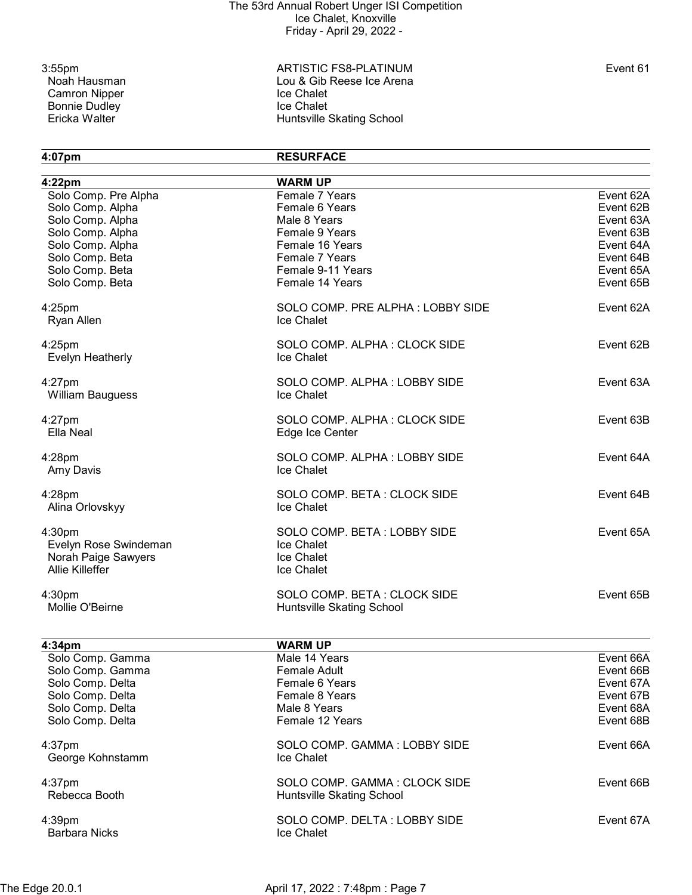| | | |
|---|---|---|
| 3:55pm | ARTISTIC FS8-PLATINUM | Event 61 |
| Noah Hausman | Lou & Gib Reese Ice Arena | |
| Camron Nipper | Ice Chalet | |
| Bonnie Dudley | Ice Chalet | |
| Ericka Walter | Huntsville Skating School | |

| **4:07pm** | **RESURFACE** | |
|---|---|---|

| **4:22pm** | **WARM UP** | |
|---|---|---|
| Solo Comp. Pre Alpha | Female 7 Years | Event 62A |
| Solo Comp. Alpha | Female 6 Years | Event 62B |
| Solo Comp. Alpha | Male 8 Years | Event 63A |
| Solo Comp. Alpha | Female 9 Years | Event 63B |
| Solo Comp. Alpha | Female 16 Years | Event 64A |
| Solo Comp. Beta | Female 7 Years | Event 64B |
| Solo Comp. Beta | Female 9-11 Years | Event 65A |
| Solo Comp. Beta | Female 14 Years | Event 65B |

| | | |
|---|---|---|
| 4:25pm | SOLO COMP. PRE ALPHA : LOBBY SIDE | Event 62A |
| Ryan Allen | Ice Chalet | |
| 4:25pm | SOLO COMP. ALPHA : CLOCK SIDE | Event 62B |
| Evelyn Heatherly | Ice Chalet | |
| 4:27pm | SOLO COMP. ALPHA : LOBBY SIDE | Event 63A |
| William Bauguess | Ice Chalet | |
| 4:27pm | SOLO COMP. ALPHA : CLOCK SIDE | Event 63B |
| Ella Neal | Edge Ice Center | |
| 4:28pm | SOLO COMP. ALPHA : LOBBY SIDE | Event 64A |
| Amy Davis | Ice Chalet | |
| 4:28pm | SOLO COMP. BETA : CLOCK SIDE | Event 64B |
| Alina Orlovskyy | Ice Chalet | |
| 4:30pm | SOLO COMP. BETA : LOBBY SIDE | Event 65A |
| Evelyn Rose Swindeman | Ice Chalet | |
| Norah Paige Sawyers | Ice Chalet | |
| Allie Killeffer | Ice Chalet | |
| 4:30pm | SOLO COMP. BETA : CLOCK SIDE | Event 65B |
| Mollie O'Beirne | Huntsville Skating School | |

| **4:34pm** | **WARM UP** | |
|---|---|---|
| Solo Comp. Gamma | Male 14 Years | Event 66A |
| Solo Comp. Gamma | Female Adult | Event 66B |
| Solo Comp. Delta | Female 6 Years | Event 67A |
| Solo Comp. Delta | Female 8 Years | Event 67B |
| Solo Comp. Delta | Male 8 Years | Event 68A |
| Solo Comp. Delta | Female 12 Years | Event 68B |

| | | |
|---|---|---|
| 4:37pm | SOLO COMP. GAMMA : LOBBY SIDE | Event 66A |
| George Kohnstamm | Ice Chalet | |
| 4:37pm | SOLO COMP. GAMMA : CLOCK SIDE | Event 66B |
| Rebecca Booth | Huntsville Skating School | |
| 4:39pm | SOLO COMP. DELTA : LOBBY SIDE | Event 67A |
| Barbara Nicks | Ice Chalet | |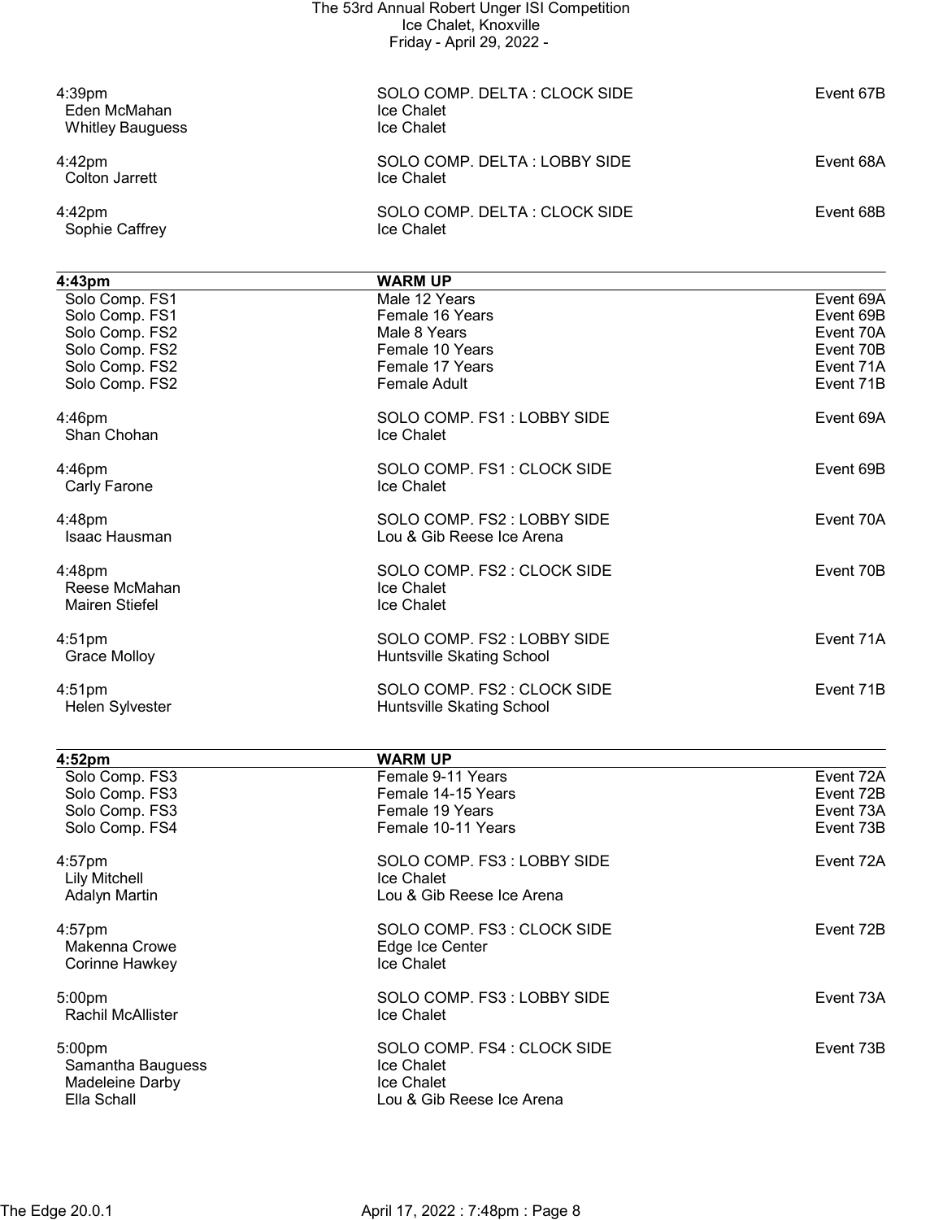| | | |
|---|---|---|
| 4:39pm | SOLO COMP. DELTA : CLOCK SIDE | Event 67B |
| Eden McMahan | Ice Chalet | |
| Whitley Bauguess | Ice Chalet | |
| | | |
| 4:42pm | SOLO COMP. DELTA : LOBBY SIDE | Event 68A |
| Colton Jarrett | Ice Chalet | |
| | | |
| 4:42pm | SOLO COMP. DELTA : CLOCK SIDE | Event 68B |
| Sophie Caffrey | Ice Chalet | |

| **4:43pm** | **WARM UP** | |
|---|---|---|
| Solo Comp. FS1 | Male 12 Years | Event 69A |
| Solo Comp. FS1 | Female 16 Years | Event 69B |
| Solo Comp. FS2 | Male 8 Years | Event 70A |
| Solo Comp. FS2 | Female 10 Years | Event 70B |
| Solo Comp. FS2 | Female 17 Years | Event 71A |
| Solo Comp. FS2 | Female Adult | Event 71B |
| | | |
| 4:46pm | SOLO COMP. FS1 : LOBBY SIDE | Event 69A |
| Shan Chohan | Ice Chalet | |
| | | |
| 4:46pm | SOLO COMP. FS1 : CLOCK SIDE | Event 69B |
| Carly Farone | Ice Chalet | |
| | | |
| 4:48pm | SOLO COMP. FS2 : LOBBY SIDE | Event 70A |
| Isaac Hausman | Lou & Gib Reese Ice Arena | |
| | | |
| 4:48pm | SOLO COMP. FS2 : CLOCK SIDE | Event 70B |
| Reese McMahan | Ice Chalet | |
| Mairen Stiefel | Ice Chalet | |
| | | |
| 4:51pm | SOLO COMP. FS2 : LOBBY SIDE | Event 71A |
| Grace Molloy | Huntsville Skating School | |
| | | |
| 4:51pm | SOLO COMP. FS2 : CLOCK SIDE | Event 71B |
| Helen Sylvester | Huntsville Skating School | |

| **4:52pm** | **WARM UP** | |
|---|---|---|
| Solo Comp. FS3 | Female 9-11 Years | Event 72A |
| Solo Comp. FS3 | Female 14-15 Years | Event 72B |
| Solo Comp. FS3 | Female 19 Years | Event 73A |
| Solo Comp. FS4 | Female 10-11 Years | Event 73B |
| | | |
| 4:57pm | SOLO COMP. FS3 : LOBBY SIDE | Event 72A |
| Lily Mitchell | Ice Chalet | |
| Adalyn Martin | Lou & Gib Reese Ice Arena | |
| | | |
| 4:57pm | SOLO COMP. FS3 : CLOCK SIDE | Event 72B |
| Makenna Crowe | Edge Ice Center | |
| Corinne Hawkey | Ice Chalet | |
| | | |
| 5:00pm | SOLO COMP. FS3 : LOBBY SIDE | Event 73A |
| Rachil McAllister | Ice Chalet | |
| | | |
| 5:00pm | SOLO COMP. FS4 : CLOCK SIDE | Event 73B |
| Samantha Bauguess | Ice Chalet | |
| Madeleine Darby | Ice Chalet | |
| Ella Schall | Lou & Gib Reese Ice Arena | |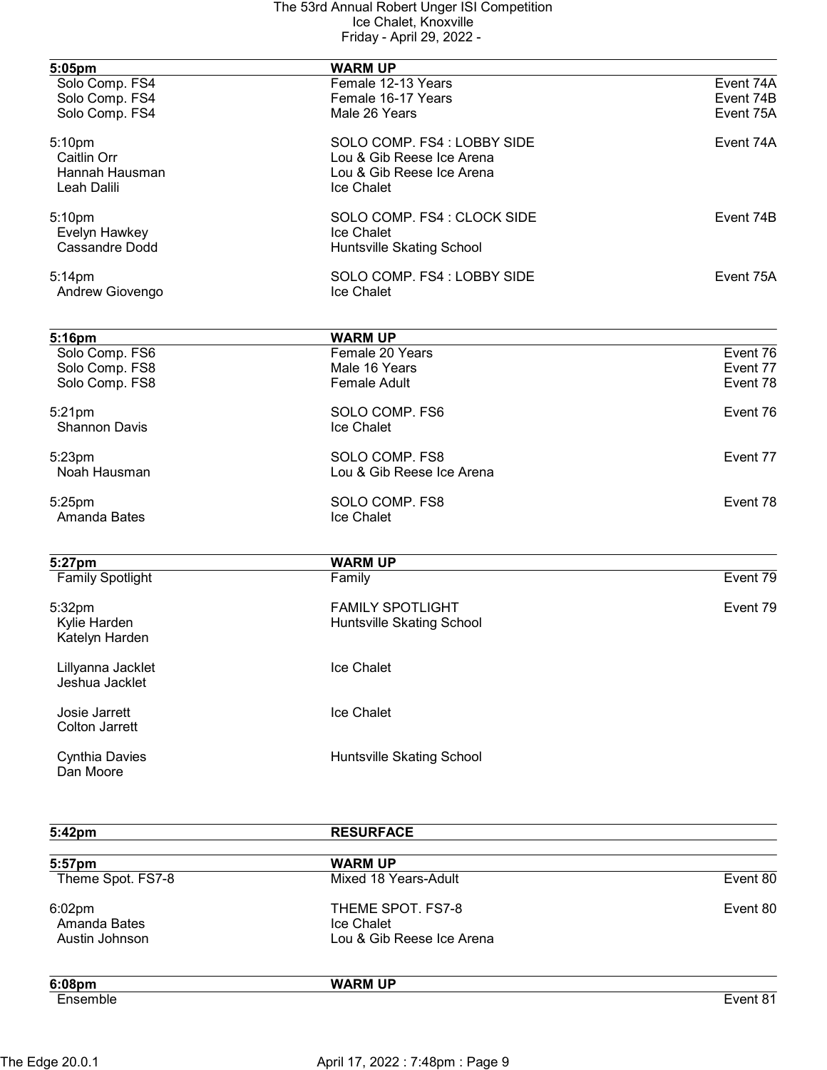| 5:05pm | WARM UP | |
|---|---|---|
| Solo Comp. FS4 | Female 12-13 Years | Event 74A |
| Solo Comp. FS4 | Female 16-17 Years | Event 74B |
| Solo Comp. FS4 | Male 26 Years | Event 75A |
| | | |
| 5:10pm | SOLO COMP. FS4 : LOBBY SIDE | Event 74A |
| Caitlin Orr | Lou & Gib Reese Ice Arena | |
| Hannah Hausman | Lou & Gib Reese Ice Arena | |
| Leah Dalili | Ice Chalet | |
| | | |
| 5:10pm | SOLO COMP. FS4 : CLOCK SIDE | Event 74B |
| Evelyn Hawkey | Ice Chalet | |
| Cassandre Dodd | Huntsville Skating School | |
| | | |
| 5:14pm | SOLO COMP. FS4 : LOBBY SIDE | Event 75A |
| Andrew Giovengo | Ice Chalet | |

| 5:16pm | WARM UP | |
|---|---|---|
| Solo Comp. FS6 | Female 20 Years | Event 76 |
| Solo Comp. FS8 | Male 16 Years | Event 77 |
| Solo Comp. FS8 | Female Adult | Event 78 |
| | | |
| 5:21pm | SOLO COMP. FS6 | Event 76 |
| Shannon Davis | Ice Chalet | |
| | | |
| 5:23pm | SOLO COMP. FS8 | Event 77 |
| Noah Hausman | Lou & Gib Reese Ice Arena | |
| | | |
| 5:25pm | SOLO COMP. FS8 | Event 78 |
| Amanda Bates | Ice Chalet | |

| 5:27pm | WARM UP | |
|---|---|---|
| Family Spotlight | Family | Event 79 |
| | | |
| 5:32pm | FAMILY SPOTLIGHT | Event 79 |
| Kylie Harden | Huntsville Skating School | |
| Katelyn Harden | | |
| | | |
| Lillyanna Jacklet | Ice Chalet | |
| Jeshua Jacklet | | |
| | | |
| Josie Jarrett | Ice Chalet | |
| Colton Jarrett | | |
| | | |
| Cynthia Davies | Huntsville Skating School | |
| Dan Moore | | |

| 5:42pm | RESURFACE | |
|---|---|---|

| 5:57pm | WARM UP | |
|---|---|---|
| Theme Spot. FS7-8 | Mixed 18 Years-Adult | Event 80 |
| | | |
| 6:02pm | THEME SPOT. FS7-8 | Event 80 |
| Amanda Bates | Ice Chalet | |
| Austin Johnson | Lou & Gib Reese Ice Arena | |

| 6:08pm | WARM UP | |
|---|---|---|
| Ensemble | | Event 81 |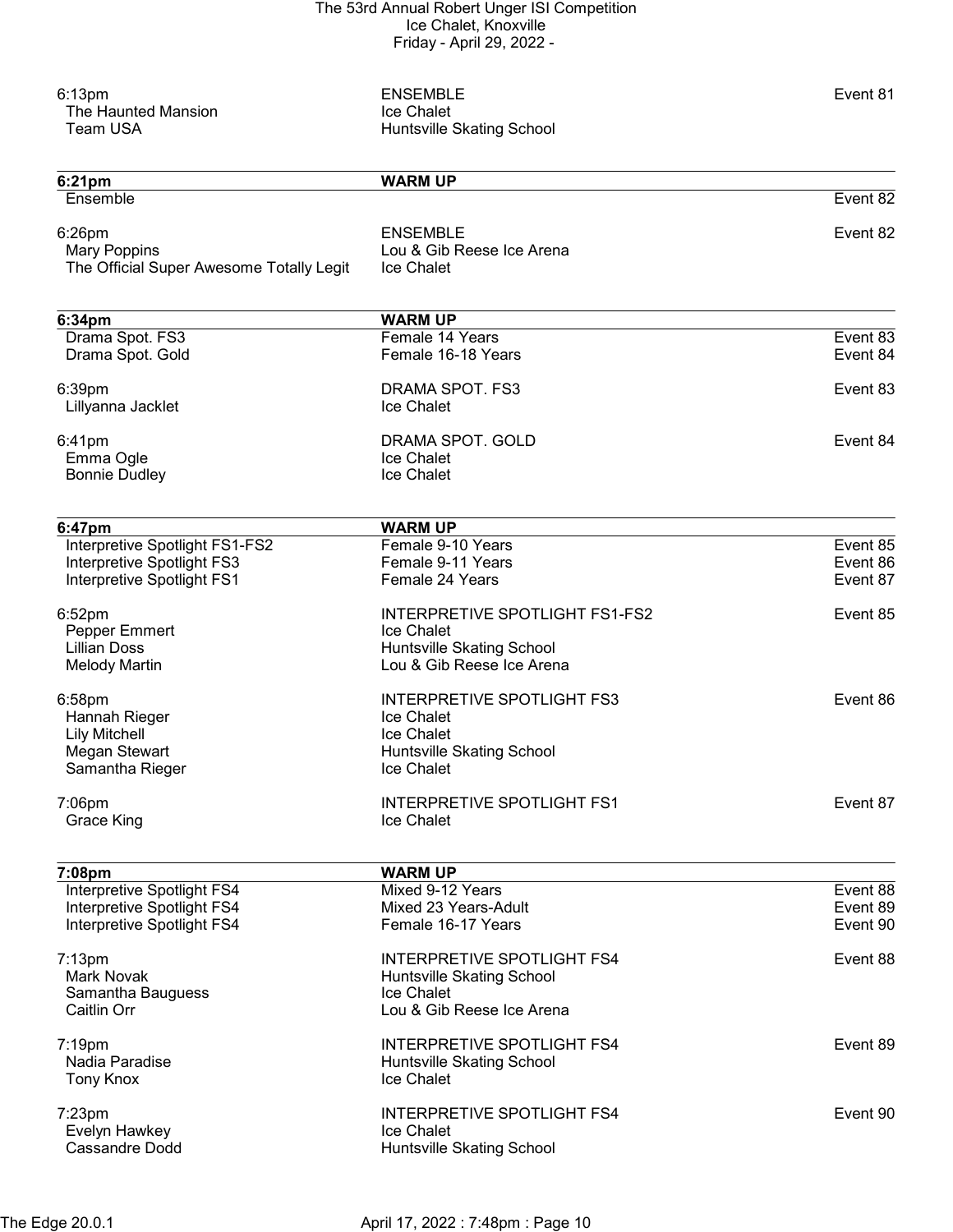| | | |
|---|---|---|
| 6:13pm | ENSEMBLE | Event 81 |
| The Haunted Mansion | Ice Chalet | |
| Team USA | Huntsville Skating School | |

| **6:21pm** | **WARM UP** | |
|---|---|---|
| Ensemble | | Event 82 |
| | | |
| 6:26pm | ENSEMBLE | Event 82 |
| Mary Poppins | Lou & Gib Reese Ice Arena | |
| The Official Super Awesome Totally Legit | Ice Chalet | |

| **6:34pm** | **WARM UP** | |
|---|---|---|
| Drama Spot. FS3 | Female 14 Years | Event 83 |
| Drama Spot. Gold | Female 16-18 Years | Event 84 |
| | | |
| 6:39pm | DRAMA SPOT. FS3 | Event 83 |
| Lillyanna Jacklet | Ice Chalet | |
| | | |
| 6:41pm | DRAMA SPOT. GOLD | Event 84 |
| Emma Ogle | Ice Chalet | |
| Bonnie Dudley | Ice Chalet | |

| **6:47pm** | **WARM UP** | |
|---|---|---|
| Interpretive Spotlight FS1-FS2 | Female 9-10 Years | Event 85 |
| Interpretive Spotlight FS3 | Female 9-11 Years | Event 86 |
| Interpretive Spotlight FS1 | Female 24 Years | Event 87 |
| | | |
| 6:52pm | INTERPRETIVE SPOTLIGHT FS1-FS2 | Event 85 |
| Pepper Emmert | Ice Chalet | |
| Lillian Doss | Huntsville Skating School | |
| Melody Martin | Lou & Gib Reese Ice Arena | |
| | | |
| 6:58pm | INTERPRETIVE SPOTLIGHT FS3 | Event 86 |
| Hannah Rieger | Ice Chalet | |
| Lily Mitchell | Ice Chalet | |
| Megan Stewart | Huntsville Skating School | |
| Samantha Rieger | Ice Chalet | |
| | | |
| 7:06pm | INTERPRETIVE SPOTLIGHT FS1 | Event 87 |
| Grace King | Ice Chalet | |

| **7:08pm** | **WARM UP** | |
|---|---|---|
| Interpretive Spotlight FS4 | Mixed 9-12 Years | Event 88 |
| Interpretive Spotlight FS4 | Mixed 23 Years-Adult | Event 89 |
| Interpretive Spotlight FS4 | Female 16-17 Years | Event 90 |
| | | |
| 7:13pm | INTERPRETIVE SPOTLIGHT FS4 | Event 88 |
| Mark Novak | Huntsville Skating School | |
| Samantha Bauguess | Ice Chalet | |
| Caitlin Orr | Lou & Gib Reese Ice Arena | |
| | | |
| 7:19pm | INTERPRETIVE SPOTLIGHT FS4 | Event 89 |
| Nadia Paradise | Huntsville Skating School | |
| Tony Knox | Ice Chalet | |
| | | |
| 7:23pm | INTERPRETIVE SPOTLIGHT FS4 | Event 90 |
| Evelyn Hawkey | Ice Chalet | |
| Cassandre Dodd | Huntsville Skating School | |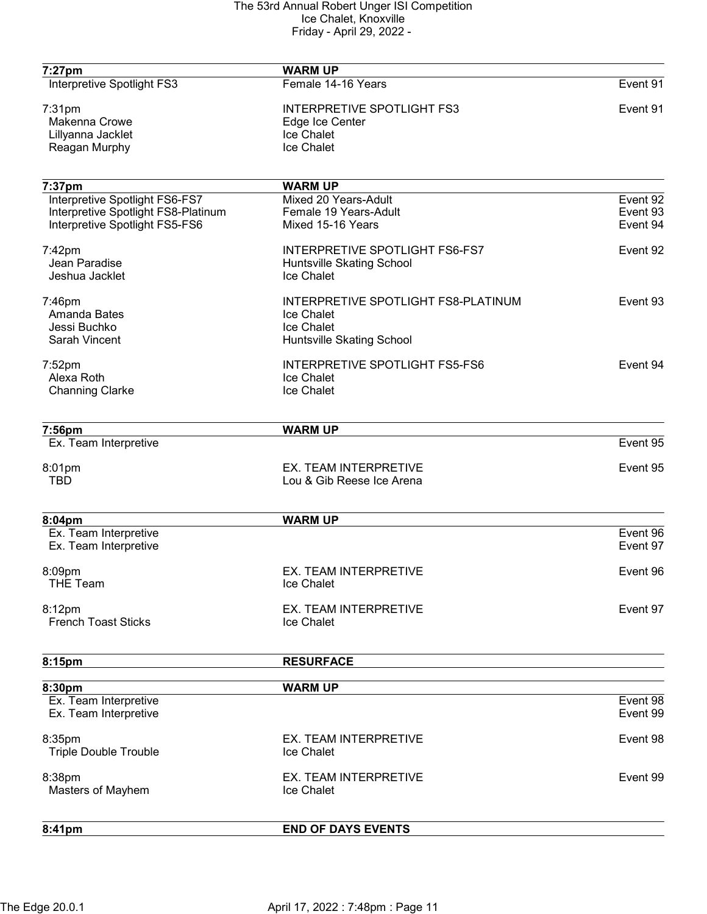| 7:27pm | WARM UP | |
|---|---|---|
| Interpretive Spotlight FS3 | Female 14-16 Years | Event 91 |
| | | |
| 7:31pm | INTERPRETIVE SPOTLIGHT FS3 | Event 91 |
| Makenna Crowe | Edge Ice Center | |
| Lillyanna Jacklet | Ice Chalet | |
| Reagan Murphy | Ice Chalet | |

| 7:37pm | WARM UP | |
|---|---|---|
| Interpretive Spotlight FS6-FS7 | Mixed 20 Years-Adult | Event 92 |
| Interpretive Spotlight FS8-Platinum | Female 19 Years-Adult | Event 93 |
| Interpretive Spotlight FS5-FS6 | Mixed 15-16 Years | Event 94 |
| | | |
| 7:42pm | INTERPRETIVE SPOTLIGHT FS6-FS7 | Event 92 |
| Jean Paradise | Huntsville Skating School | |
| Jeshua Jacklet | Ice Chalet | |
| | | |
| 7:46pm | INTERPRETIVE SPOTLIGHT FS8-PLATINUM | Event 93 |
| Amanda Bates | Ice Chalet | |
| Jessi Buchko | Ice Chalet | |
| Sarah Vincent | Huntsville Skating School | |
| | | |
| 7:52pm | INTERPRETIVE SPOTLIGHT FS5-FS6 | Event 94 |
| Alexa Roth | Ice Chalet | |
| Channing Clarke | Ice Chalet | |

| 7:56pm | WARM UP | |
|---|---|---|
| Ex. Team Interpretive | | Event 95 |
| | | |
| 8:01pm | EX. TEAM INTERPRETIVE | Event 95 |
| TBD | Lou & Gib Reese Ice Arena | |

| 8:04pm | WARM UP | |
|---|---|---|
| Ex. Team Interpretive | | Event 96 |
| Ex. Team Interpretive | | Event 97 |
| | | |
| 8:09pm | EX. TEAM INTERPRETIVE | Event 96 |
| THE Team | Ice Chalet | |
| | | |
| 8:12pm | EX. TEAM INTERPRETIVE | Event 97 |
| French Toast Sticks | Ice Chalet | |

| 8:15pm | RESURFACE | |
|---|---|---|

| 8:30pm | WARM UP | |
|---|---|---|
| Ex. Team Interpretive | | Event 98 |
| Ex. Team Interpretive | | Event 99 |
| | | |
| 8:35pm | EX. TEAM INTERPRETIVE | Event 98 |
| Triple Double Trouble | Ice Chalet | |
| | | |
| 8:38pm | EX. TEAM INTERPRETIVE | Event 99 |
| Masters of Mayhem | Ice Chalet | |

| 8:41pm | END OF DAYS EVENTS | |
|---|---|---|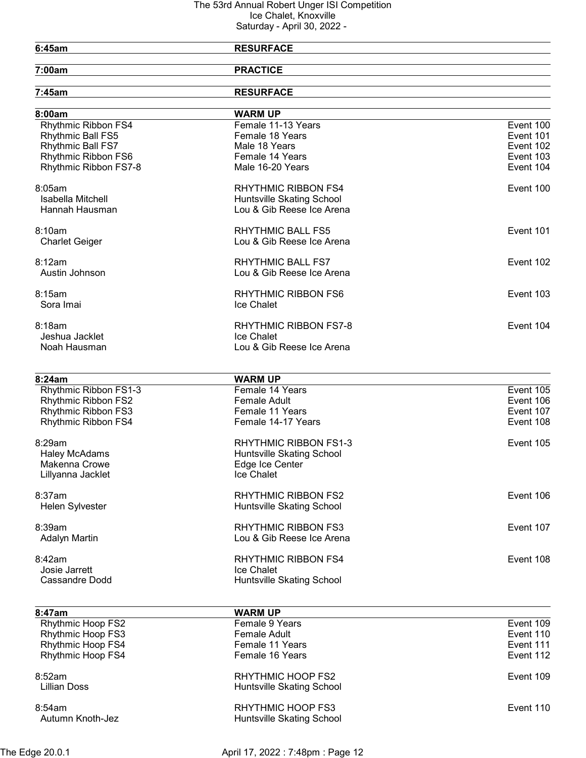| | | |
|---|---|---|
| **6:45am** | **RESURFACE** | |
| **7:00am** | **PRACTICE** | |
| **7:45am** | **RESURFACE** | |
| **8:00am** | **WARM UP** | |
| Rhythmic Ribbon FS4 | Female 11-13 Years | Event 100 |
| Rhythmic Ball FS5 | Female 18 Years | Event 101 |
| Rhythmic Ball FS7 | Male 18 Years | Event 102 |
| Rhythmic Ribbon FS6 | Female 14 Years | Event 103 |
| Rhythmic Ribbon FS7-8 | Male 16-20 Years | Event 104 |
| 8:05am | RHYTHMIC RIBBON FS4 | Event 100 |
| Isabella Mitchell | Huntsville Skating School | |
| Hannah Hausman | Lou & Gib Reese Ice Arena | |
| 8:10am | RHYTHMIC BALL FS5 | Event 101 |
| Charlet Geiger | Lou & Gib Reese Ice Arena | |
| 8:12am | RHYTHMIC BALL FS7 | Event 102 |
| Austin Johnson | Lou & Gib Reese Ice Arena | |
| 8:15am | RHYTHMIC RIBBON FS6 | Event 103 |
| Sora Imai | Ice Chalet | |
| 8:18am | RHYTHMIC RIBBON FS7-8 | Event 104 |
| Jeshua Jacklet | Ice Chalet | |
| Noah Hausman | Lou & Gib Reese Ice Arena | |
| **8:24am** | **WARM UP** | |
| Rhythmic Ribbon FS1-3 | Female 14 Years | Event 105 |
| Rhythmic Ribbon FS2 | Female Adult | Event 106 |
| Rhythmic Ribbon FS3 | Female 11 Years | Event 107 |
| Rhythmic Ribbon FS4 | Female 14-17 Years | Event 108 |
| 8:29am | RHYTHMIC RIBBON FS1-3 | Event 105 |
| Haley McAdams | Huntsville Skating School | |
| Makenna Crowe | Edge Ice Center | |
| Lillyanna Jacklet | Ice Chalet | |
| 8:37am | RHYTHMIC RIBBON FS2 | Event 106 |
| Helen Sylvester | Huntsville Skating School | |
| 8:39am | RHYTHMIC RIBBON FS3 | Event 107 |
| Adalyn Martin | Lou & Gib Reese Ice Arena | |
| 8:42am | RHYTHMIC RIBBON FS4 | Event 108 |
| Josie Jarrett | Ice Chalet | |
| Cassandre Dodd | Huntsville Skating School | |
| **8:47am** | **WARM UP** | |
| Rhythmic Hoop FS2 | Female 9 Years | Event 109 |
| Rhythmic Hoop FS3 | Female Adult | Event 110 |
| Rhythmic Hoop FS4 | Female 11 Years | Event 111 |
| Rhythmic Hoop FS4 | Female 16 Years | Event 112 |
| 8:52am | RHYTHMIC HOOP FS2 | Event 109 |
| Lillian Doss | Huntsville Skating School | |
| 8:54am | RHYTHMIC HOOP FS3 | Event 110 |
| Autumn Knoth-Jez | Huntsville Skating School | |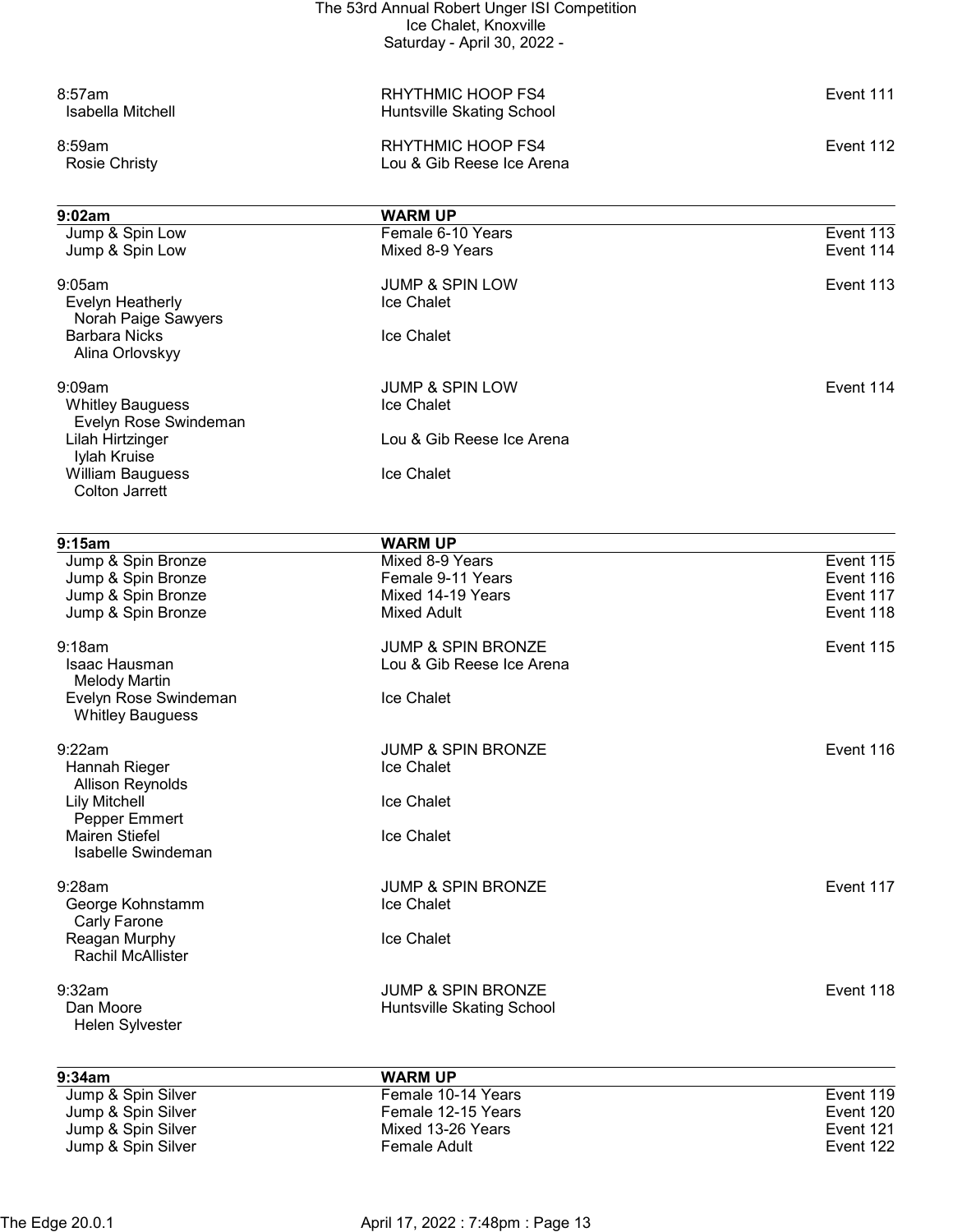8:57am RHYTHMIC HOOP FS4 Event 111
Isabella Mitchell Huntsville Skating School

8:59am RHYTHMIC HOOP FS4 Event 112
Rosie Christy Lou & Gib Reese Ice Arena

| 9:02am | WARM UP | |
|---|---|---|
| Jump & Spin Low | Female 6-10 Years | Event 113 |
| Jump & Spin Low | Mixed 8-9 Years | Event 114 |

9:05am JUMP & SPIN LOW Event 113
Evelyn Heatherly Ice Chalet
Norah Paige Sawyers
Barbara Nicks Ice Chalet
Alina Orlovskyy

9:09am JUMP & SPIN LOW Event 114
Whitley Bauguess Ice Chalet
Evelyn Rose Swindeman
Lilah Hirtzinger Lou & Gib Reese Ice Arena
Iylah Kruise
William Bauguess Ice Chalet
Colton Jarrett

| 9:15am | WARM UP | |
|---|---|---|
| Jump & Spin Bronze | Mixed 8-9 Years | Event 115 |
| Jump & Spin Bronze | Female 9-11 Years | Event 116 |
| Jump & Spin Bronze | Mixed 14-19 Years | Event 117 |
| Jump & Spin Bronze | Mixed Adult | Event 118 |

9:18am JUMP & SPIN BRONZE Event 115
Isaac Hausman Lou & Gib Reese Ice Arena
Melody Martin
Evelyn Rose Swindeman Ice Chalet
Whitley Bauguess

9:22am JUMP & SPIN BRONZE Event 116
Hannah Rieger Ice Chalet
Allison Reynolds
Lily Mitchell Ice Chalet
Pepper Emmert
Mairen Stiefel Ice Chalet
Isabelle Swindeman

9:28am JUMP & SPIN BRONZE Event 117
George Kohnstamm Ice Chalet
Carly Farone
Reagan Murphy Ice Chalet
Rachil McAllister

9:32am JUMP & SPIN BRONZE Event 118
Dan Moore Huntsville Skating School
Helen Sylvester

| 9:34am | WARM UP | |
|---|---|---|
| Jump & Spin Silver | Female 10-14 Years | Event 119 |
| Jump & Spin Silver | Female 12-15 Years | Event 120 |
| Jump & Spin Silver | Mixed 13-26 Years | Event 121 |
| Jump & Spin Silver | Female Adult | Event 122 |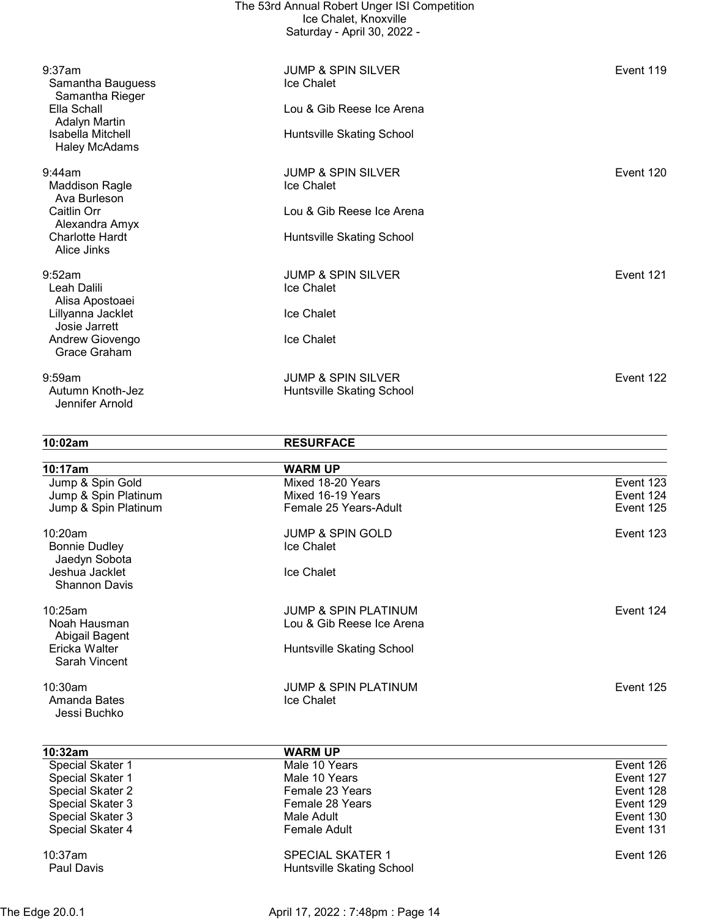| | | |
|---|---|---|
| 9:37am | JUMP & SPIN SILVER | Event 119 |
| Samantha Bauguess | Ice Chalet | |
| Samantha Rieger | | |
| Ella Schall | Lou & Gib Reese Ice Arena | |
| Adalyn Martin | | |
| Isabella Mitchell | Huntsville Skating School | |
| Haley McAdams | | |

| | | |
|---|---|---|
| 9:44am | JUMP & SPIN SILVER | Event 120 |
| Maddison Ragle | Ice Chalet | |
| Ava Burleson | | |
| Caitlin Orr | Lou & Gib Reese Ice Arena | |
| Alexandra Amyx | | |
| Charlotte Hardt | Huntsville Skating School | |
| Alice Jinks | | |

| | | |
|---|---|---|
| 9:52am | JUMP & SPIN SILVER | Event 121 |
| Leah Dalili | Ice Chalet | |
| Alisa Apostoaei | | |
| Lillyanna Jacklet | Ice Chalet | |
| Josie Jarrett | | |
| Andrew Giovengo | Ice Chalet | |
| Grace Graham | | |

| | | |
|---|---|---|
| 9:59am | JUMP & SPIN SILVER | Event 122 |
| Autumn Knoth-Jez | Huntsville Skating School | |
| Jennifer Arnold | | |

| **10:02am** | **RESURFACE** | |
|---|---|---|

| **10:17am** | **WARM UP** | |
|---|---|---|
| Jump & Spin Gold | Mixed 18-20 Years | Event 123 |
| Jump & Spin Platinum | Mixed 16-19 Years | Event 124 |
| Jump & Spin Platinum | Female 25 Years-Adult | Event 125 |

| | | |
|---|---|---|
| 10:20am | JUMP & SPIN GOLD | Event 123 |
| Bonnie Dudley | Ice Chalet | |
| Jaedyn Sobota | | |
| Jeshua Jacklet | Ice Chalet | |
| Shannon Davis | | |

| | | |
|---|---|---|
| 10:25am | JUMP & SPIN PLATINUM | Event 124 |
| Noah Hausman | Lou & Gib Reese Ice Arena | |
| Abigail Bagent | | |
| Ericka Walter | Huntsville Skating School | |
| Sarah Vincent | | |

| | | |
|---|---|---|
| 10:30am | JUMP & SPIN PLATINUM | Event 125 |
| Amanda Bates | Ice Chalet | |
| Jessi Buchko | | |

| **10:32am** | **WARM UP** | |
|---|---|---|
| Special Skater 1 | Male 10 Years | Event 126 |
| Special Skater 1 | Male 10 Years | Event 127 |
| Special Skater 2 | Female 23 Years | Event 128 |
| Special Skater 3 | Female 28 Years | Event 129 |
| Special Skater 3 | Male Adult | Event 130 |
| Special Skater 4 | Female Adult | Event 131 |

| | | |
|---|---|---|
| 10:37am | SPECIAL SKATER 1 | Event 126 |
| Paul Davis | Huntsville Skating School | |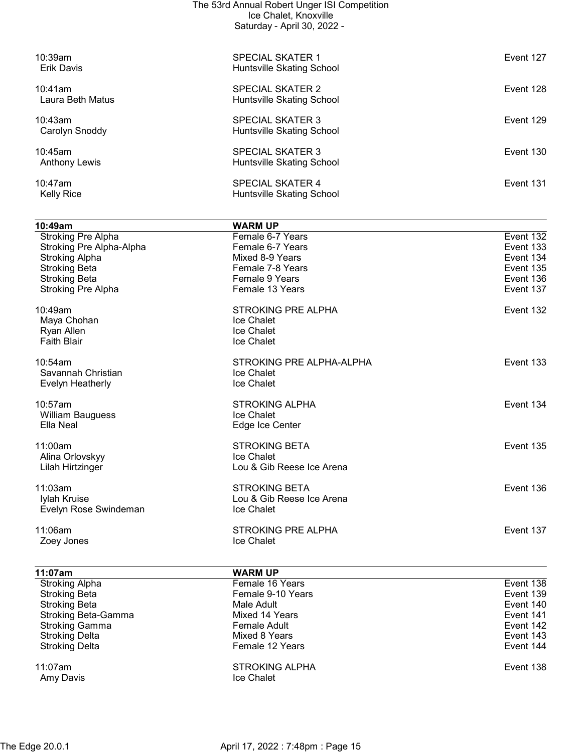10:39am SPECIAL SKATER 1 Event 127
Erik Davis Huntsville Skating School

10:41am SPECIAL SKATER 2 Event 128
Laura Beth Matus Huntsville Skating School

10:43am SPECIAL SKATER 3 Event 129
Carolyn Snoddy Huntsville Skating School

10:45am SPECIAL SKATER 3 Event 130
Anthony Lewis Huntsville Skating School

10:47am SPECIAL SKATER 4 Event 131
Kelly Rice Huntsville Skating School

| 10:49am | WARM UP | |
|---|---|---|
| Stroking Pre Alpha | Female 6-7 Years | Event 132 |
| Stroking Pre Alpha-Alpha | Female 6-7 Years | Event 133 |
| Stroking Alpha | Mixed 8-9 Years | Event 134 |
| Stroking Beta | Female 7-8 Years | Event 135 |
| Stroking Beta | Female 9 Years | Event 136 |
| Stroking Pre Alpha | Female 13 Years | Event 137 |

10:49am STROKING PRE ALPHA Event 132
Maya Chohan Ice Chalet
Ryan Allen Ice Chalet
Faith Blair Ice Chalet

10:54am STROKING PRE ALPHA-ALPHA Event 133
Savannah Christian Ice Chalet
Evelyn Heatherly Ice Chalet

10:57am STROKING ALPHA Event 134
William Bauguess Ice Chalet
Ella Neal Edge Ice Center

11:00am STROKING BETA Event 135
Alina Orlovskyy Ice Chalet
Lilah Hirtzinger Lou & Gib Reese Ice Arena

11:03am STROKING BETA Event 136
Iylah Kruise Lou & Gib Reese Ice Arena
Evelyn Rose Swindeman Ice Chalet

11:06am STROKING PRE ALPHA Event 137
Zoey Jones Ice Chalet

| 11:07am | WARM UP | |
|---|---|---|
| Stroking Alpha | Female 16 Years | Event 138 |
| Stroking Beta | Female 9-10 Years | Event 139 |
| Stroking Beta | Male Adult | Event 140 |
| Stroking Beta-Gamma | Mixed 14 Years | Event 141 |
| Stroking Gamma | Female Adult | Event 142 |
| Stroking Delta | Mixed 8 Years | Event 143 |
| Stroking Delta | Female 12 Years | Event 144 |

11:07am STROKING ALPHA Event 138
Amy Davis Ice Chalet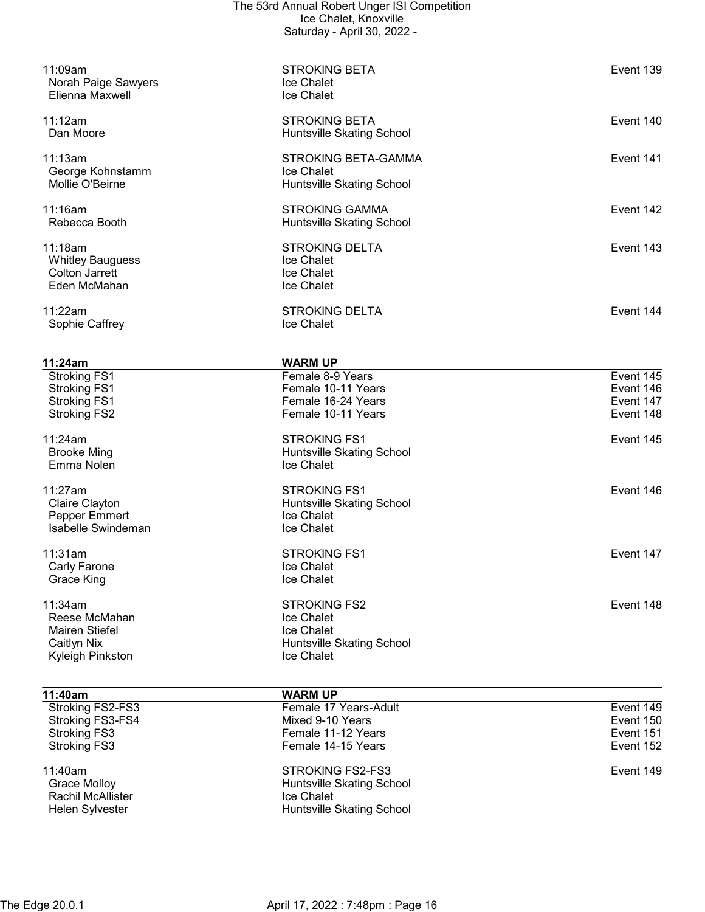| | | |
|---|---|---|
| 11:09am | STROKING BETA | Event 139 |
| Norah Paige Sawyers | Ice Chalet | |
| Elienna Maxwell | Ice Chalet | |
| | | |
| 11:12am | STROKING BETA | Event 140 |
| Dan Moore | Huntsville Skating School | |
| | | |
| 11:13am | STROKING BETA-GAMMA | Event 141 |
| George Kohnstamm | Ice Chalet | |
| Mollie O'Beirne | Huntsville Skating School | |
| | | |
| 11:16am | STROKING GAMMA | Event 142 |
| Rebecca Booth | Huntsville Skating School | |
| | | |
| 11:18am | STROKING DELTA | Event 143 |
| Whitley Bauguess | Ice Chalet | |
| Colton Jarrett | Ice Chalet | |
| Eden McMahan | Ice Chalet | |
| | | |
| 11:22am | STROKING DELTA | Event 144 |
| Sophie Caffrey | Ice Chalet | |

| **11:24am** | **WARM UP** | |
|---|---|---|
| Stroking FS1 | Female 8-9 Years | Event 145 |
| Stroking FS1 | Female 10-11 Years | Event 146 |
| Stroking FS1 | Female 16-24 Years | Event 147 |
| Stroking FS2 | Female 10-11 Years | Event 148 |
| | | |
| 11:24am | STROKING FS1 | Event 145 |
| Brooke Ming | Huntsville Skating School | |
| Emma Nolen | Ice Chalet | |
| | | |
| 11:27am | STROKING FS1 | Event 146 |
| Claire Clayton | Huntsville Skating School | |
| Pepper Emmert | Ice Chalet | |
| Isabelle Swindeman | Ice Chalet | |
| | | |
| 11:31am | STROKING FS1 | Event 147 |
| Carly Farone | Ice Chalet | |
| Grace King | Ice Chalet | |
| | | |
| 11:34am | STROKING FS2 | Event 148 |
| Reese McMahan | Ice Chalet | |
| Mairen Stiefel | Ice Chalet | |
| Caitlyn Nix | Huntsville Skating School | |
| Kyleigh Pinkston | Ice Chalet | |

| **11:40am** | **WARM UP** | |
|---|---|---|
| Stroking FS2-FS3 | Female 17 Years-Adult | Event 149 |
| Stroking FS3-FS4 | Mixed 9-10 Years | Event 150 |
| Stroking FS3 | Female 11-12 Years | Event 151 |
| Stroking FS3 | Female 14-15 Years | Event 152 |
| | | |
| 11:40am | STROKING FS2-FS3 | Event 149 |
| Grace Molloy | Huntsville Skating School | |
| Rachil McAllister | Ice Chalet | |
| Helen Sylvester | Huntsville Skating School | |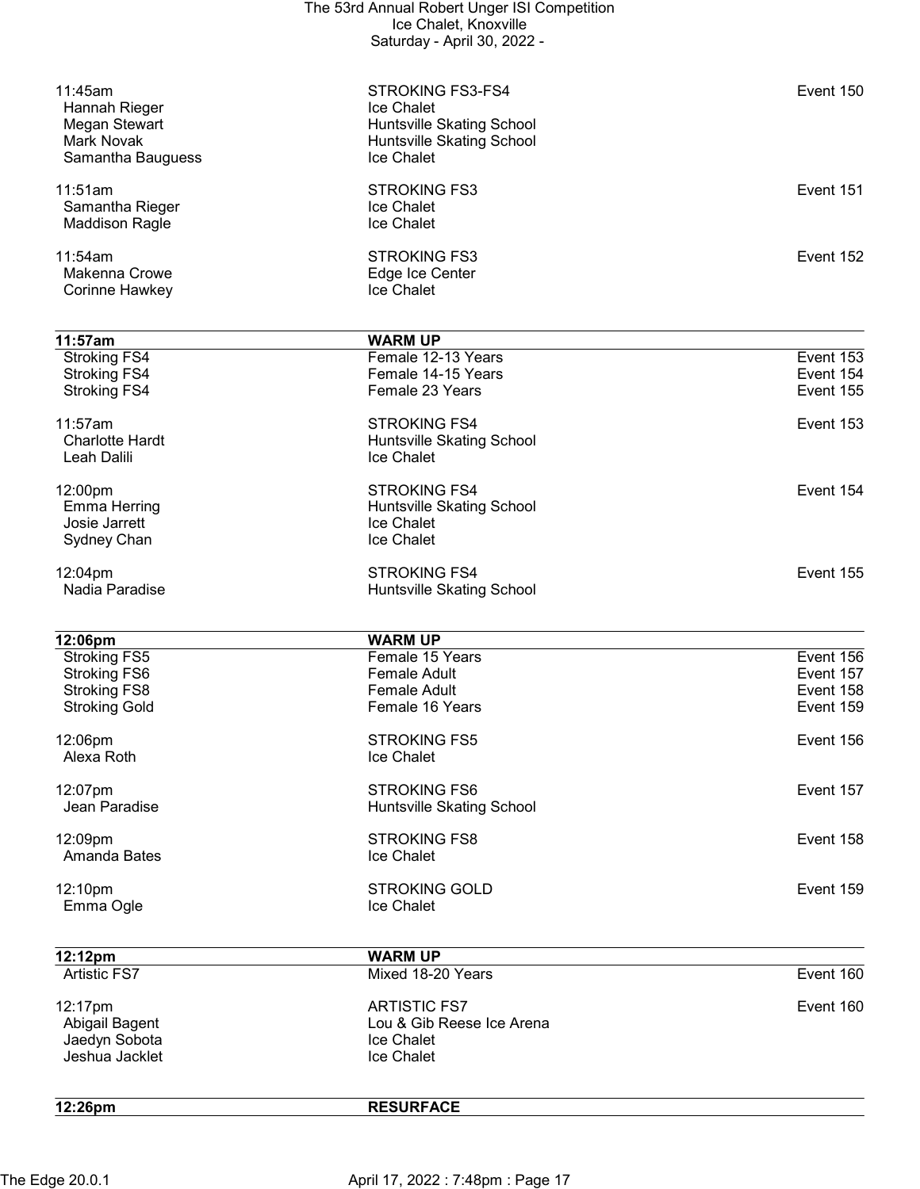| Time | Event | Event # |
|---|---|---|
| 11:45am | STROKING FS3-FS4 | Event 150 |
| Hannah Rieger | Ice Chalet | |
| Megan Stewart | Huntsville Skating School | |
| Mark Novak | Huntsville Skating School | |
| Samantha Bauguess | Ice Chalet | |
| 11:51am | STROKING FS3 | Event 151 |
| Samantha Rieger | Ice Chalet | |
| Maddison Ragle | Ice Chalet | |
| 11:54am | STROKING FS3 | Event 152 |
| Makenna Crowe | Edge Ice Center | |
| Corinne Hawkey | Ice Chalet | |

| **11:57am** | **WARM UP** | |
|---|---|---|
| Stroking FS4 | Female 12-13 Years | Event 153 |
| Stroking FS4 | Female 14-15 Years | Event 154 |
| Stroking FS4 | Female 23 Years | Event 155 |
| 11:57am | STROKING FS4 | Event 153 |
| Charlotte Hardt | Huntsville Skating School | |
| Leah Dalili | Ice Chalet | |
| 12:00pm | STROKING FS4 | Event 154 |
| Emma Herring | Huntsville Skating School | |
| Josie Jarrett | Ice Chalet | |
| Sydney Chan | Ice Chalet | |
| 12:04pm | STROKING FS4 | Event 155 |
| Nadia Paradise | Huntsville Skating School | |

| **12:06pm** | **WARM UP** | |
|---|---|---|
| Stroking FS5 | Female 15 Years | Event 156 |
| Stroking FS6 | Female Adult | Event 157 |
| Stroking FS8 | Female Adult | Event 158 |
| Stroking Gold | Female 16 Years | Event 159 |
| 12:06pm | STROKING FS5 | Event 156 |
| Alexa Roth | Ice Chalet | |
| 12:07pm | STROKING FS6 | Event 157 |
| Jean Paradise | Huntsville Skating School | |
| 12:09pm | STROKING FS8 | Event 158 |
| Amanda Bates | Ice Chalet | |
| 12:10pm | STROKING GOLD | Event 159 |
| Emma Ogle | Ice Chalet | |

| **12:12pm** | **WARM UP** | |
|---|---|---|
| Artistic FS7 | Mixed 18-20 Years | Event 160 |
| 12:17pm | ARTISTIC FS7 | Event 160 |
| Abigail Bagent | Lou & Gib Reese Ice Arena | |
| Jaedyn Sobota | Ice Chalet | |
| Jeshua Jacklet | Ice Chalet | |

| **12:26pm** | **RESURFACE** | |
|---|---|---|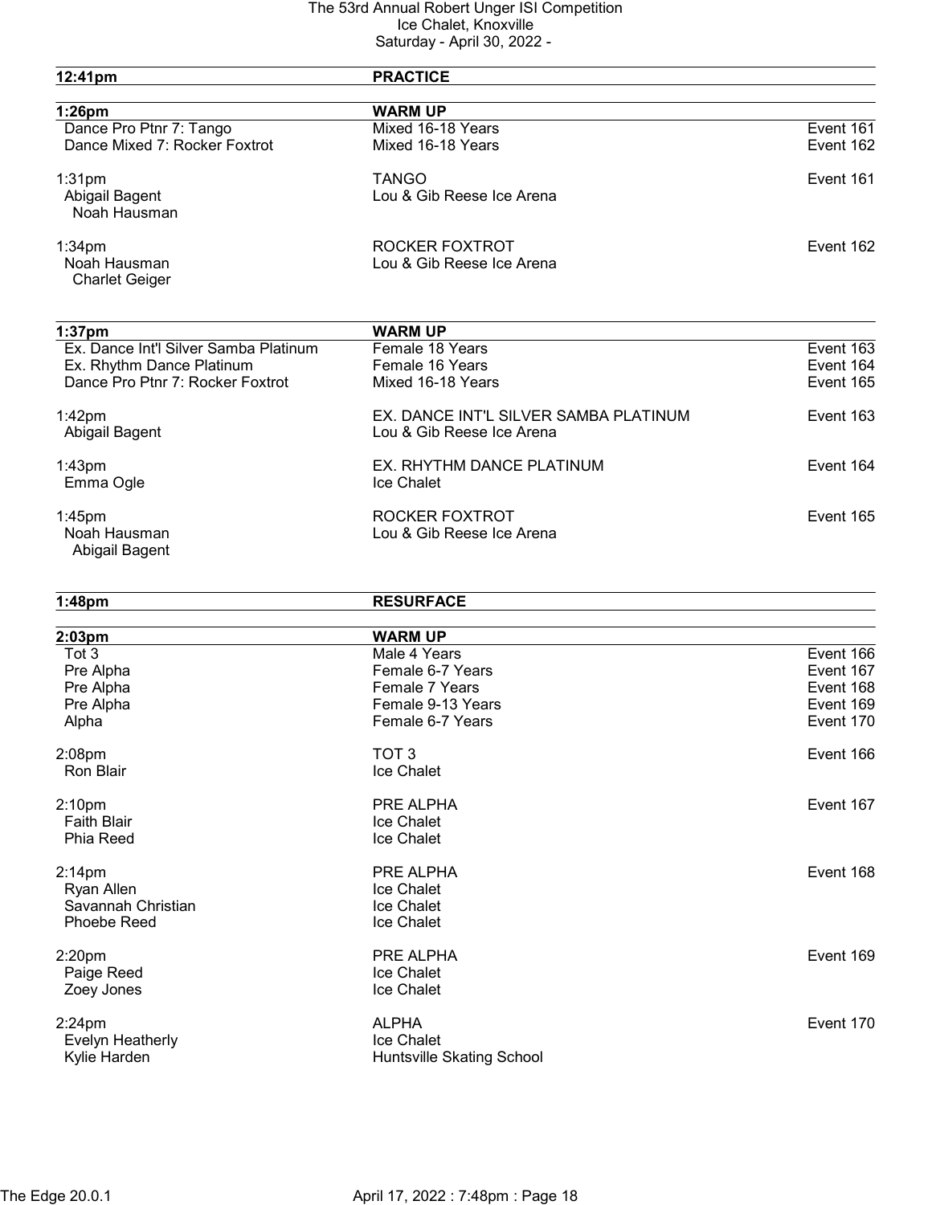| 12:41pm | PRACTICE | |
|---|---|---|

| 1:26pm | WARM UP | |
|---|---|---|
| Dance Pro Ptnr 7: Tango | Mixed 16-18 Years | Event 161 |
| Dance Mixed 7: Rocker Foxtrot | Mixed 16-18 Years | Event 162 |
| | | |
| 1:31pm | TANGO | Event 161 |
| Abigail Bagent | Lou & Gib Reese Ice Arena | |
| Noah Hausman | | |
| | | |
| 1:34pm | ROCKER FOXTROT | Event 162 |
| Noah Hausman | Lou & Gib Reese Ice Arena | |
| Charlet Geiger | | |

| 1:37pm | WARM UP | |
|---|---|---|
| Ex. Dance Int'l Silver Samba Platinum | Female 18 Years | Event 163 |
| Ex. Rhythm Dance Platinum | Female 16 Years | Event 164 |
| Dance Pro Ptnr 7: Rocker Foxtrot | Mixed 16-18 Years | Event 165 |
| | | |
| 1:42pm | EX. DANCE INT'L SILVER SAMBA PLATINUM | Event 163 |
| Abigail Bagent | Lou & Gib Reese Ice Arena | |
| | | |
| 1:43pm | EX. RHYTHM DANCE PLATINUM | Event 164 |
| Emma Ogle | Ice Chalet | |
| | | |
| 1:45pm | ROCKER FOXTROT | Event 165 |
| Noah Hausman | Lou & Gib Reese Ice Arena | |
| Abigail Bagent | | |

| 1:48pm | RESURFACE | |
|---|---|---|

| 2:03pm | WARM UP | |
|---|---|---|
| Tot 3 | Male 4 Years | Event 166 |
| Pre Alpha | Female 6-7 Years | Event 167 |
| Pre Alpha | Female 7 Years | Event 168 |
| Pre Alpha | Female 9-13 Years | Event 169 |
| Alpha | Female 6-7 Years | Event 170 |
| | | |
| 2:08pm | TOT 3 | Event 166 |
| Ron Blair | Ice Chalet | |
| | | |
| 2:10pm | PRE ALPHA | Event 167 |
| Faith Blair | Ice Chalet | |
| Phia Reed | Ice Chalet | |
| | | |
| 2:14pm | PRE ALPHA | Event 168 |
| Ryan Allen | Ice Chalet | |
| Savannah Christian | Ice Chalet | |
| Phoebe Reed | Ice Chalet | |
| | | |
| 2:20pm | PRE ALPHA | Event 169 |
| Paige Reed | Ice Chalet | |
| Zoey Jones | Ice Chalet | |
| | | |
| 2:24pm | ALPHA | Event 170 |
| Evelyn Heatherly | Ice Chalet | |
| Kylie Harden | Huntsville Skating School | |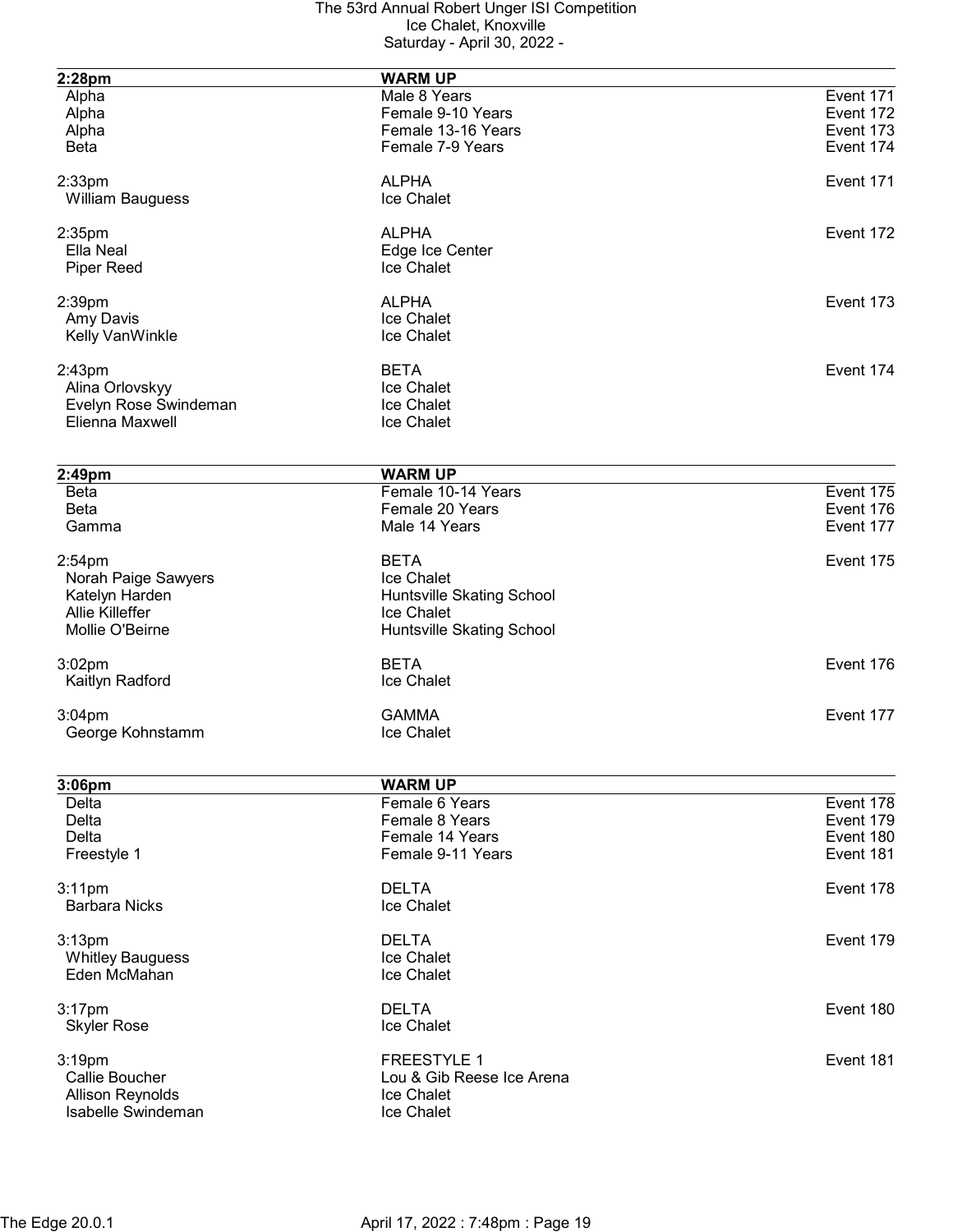| 2:28pm | WARM UP | |
|---|---|---|
| Alpha | Male 8 Years | Event 171 |
| Alpha | Female 9-10 Years | Event 172 |
| Alpha | Female 13-16 Years | Event 173 |
| Beta | Female 7-9 Years | Event 174 |

| 2:33pm | ALPHA | Event 171 |
|---|---|---|
| William Bauguess | Ice Chalet | |

| 2:35pm | ALPHA | Event 172 |
|---|---|---|
| Ella Neal | Edge Ice Center | |
| Piper Reed | Ice Chalet | |

| 2:39pm | ALPHA | Event 173 |
|---|---|---|
| Amy Davis | Ice Chalet | |
| Kelly VanWinkle | Ice Chalet | |

| 2:43pm | BETA | Event 174 |
|---|---|---|
| Alina Orlovskyy | Ice Chalet | |
| Evelyn Rose Swindeman | Ice Chalet | |
| Elienna Maxwell | Ice Chalet | |

| 2:49pm | WARM UP | |
|---|---|---|
| Beta | Female 10-14 Years | Event 175 |
| Beta | Female 20 Years | Event 176 |
| Gamma | Male 14 Years | Event 177 |

| 2:54pm | BETA | Event 175 |
|---|---|---|
| Norah Paige Sawyers | Ice Chalet | |
| Katelyn Harden | Huntsville Skating School | |
| Allie Killeffer | Ice Chalet | |
| Mollie O'Beirne | Huntsville Skating School | |

| 3:02pm | BETA | Event 176 |
|---|---|---|
| Kaitlyn Radford | Ice Chalet | |

| 3:04pm | GAMMA | Event 177 |
|---|---|---|
| George Kohnstamm | Ice Chalet | |

| 3:06pm | WARM UP | |
|---|---|---|
| Delta | Female 6 Years | Event 178 |
| Delta | Female 8 Years | Event 179 |
| Delta | Female 14 Years | Event 180 |
| Freestyle 1 | Female 9-11 Years | Event 181 |

| 3:11pm | DELTA | Event 178 |
|---|---|---|
| Barbara Nicks | Ice Chalet | |

| 3:13pm | DELTA | Event 179 |
|---|---|---|
| Whitley Bauguess | Ice Chalet | |
| Eden McMahan | Ice Chalet | |

| 3:17pm | DELTA | Event 180 |
|---|---|---|
| Skyler Rose | Ice Chalet | |

| 3:19pm | FREESTYLE 1 | Event 181 |
|---|---|---|
| Callie Boucher | Lou & Gib Reese Ice Arena | |
| Allison Reynolds | Ice Chalet | |
| Isabelle Swindeman | Ice Chalet | |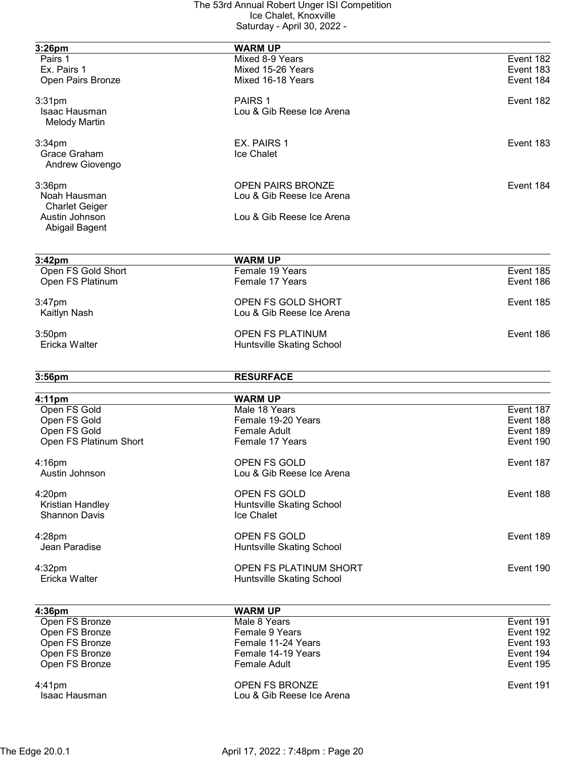| 3:26pm | WARM UP | |
|---|---|---|
| Pairs 1 | Mixed 8-9 Years | Event 182 |
| Ex. Pairs 1 | Mixed 15-26 Years | Event 183 |
| Open Pairs Bronze | Mixed 16-18 Years | Event 184 |

3:31pm — PAIRS 1 — Event 182
- Isaac Hausman — Lou & Gib Reese Ice Arena
  - Melody Martin

3:34pm — EX. PAIRS 1 — Event 183
- Grace Graham — Ice Chalet
  - Andrew Giovengo

3:36pm — OPEN PAIRS BRONZE — Event 184
- Noah Hausman — Lou & Gib Reese Ice Arena
  - Charlet Geiger
- Austin Johnson — Lou & Gib Reese Ice Arena
  - Abigail Bagent

| 3:42pm | WARM UP | |
|---|---|---|
| Open FS Gold Short | Female 19 Years | Event 185 |
| Open FS Platinum | Female 17 Years | Event 186 |

3:47pm — OPEN FS GOLD SHORT — Event 185
- Kaitlyn Nash — Lou & Gib Reese Ice Arena

3:50pm — OPEN FS PLATINUM — Event 186
- Ericka Walter — Huntsville Skating School

**3:56pm — RESURFACE**

| 4:11pm | WARM UP | |
|---|---|---|
| Open FS Gold | Male 18 Years | Event 187 |
| Open FS Gold | Female 19-20 Years | Event 188 |
| Open FS Gold | Female Adult | Event 189 |
| Open FS Platinum Short | Female 17 Years | Event 190 |

4:16pm — OPEN FS GOLD — Event 187
- Austin Johnson — Lou & Gib Reese Ice Arena

4:20pm — OPEN FS GOLD — Event 188
- Kristian Handley — Huntsville Skating School
- Shannon Davis — Ice Chalet

4:28pm — OPEN FS GOLD — Event 189
- Jean Paradise — Huntsville Skating School

4:32pm — OPEN FS PLATINUM SHORT — Event 190
- Ericka Walter — Huntsville Skating School

| 4:36pm | WARM UP | |
|---|---|---|
| Open FS Bronze | Male 8 Years | Event 191 |
| Open FS Bronze | Female 9 Years | Event 192 |
| Open FS Bronze | Female 11-24 Years | Event 193 |
| Open FS Bronze | Female 14-19 Years | Event 194 |
| Open FS Bronze | Female Adult | Event 195 |

4:41pm — OPEN FS BRONZE — Event 191
- Isaac Hausman — Lou & Gib Reese Ice Arena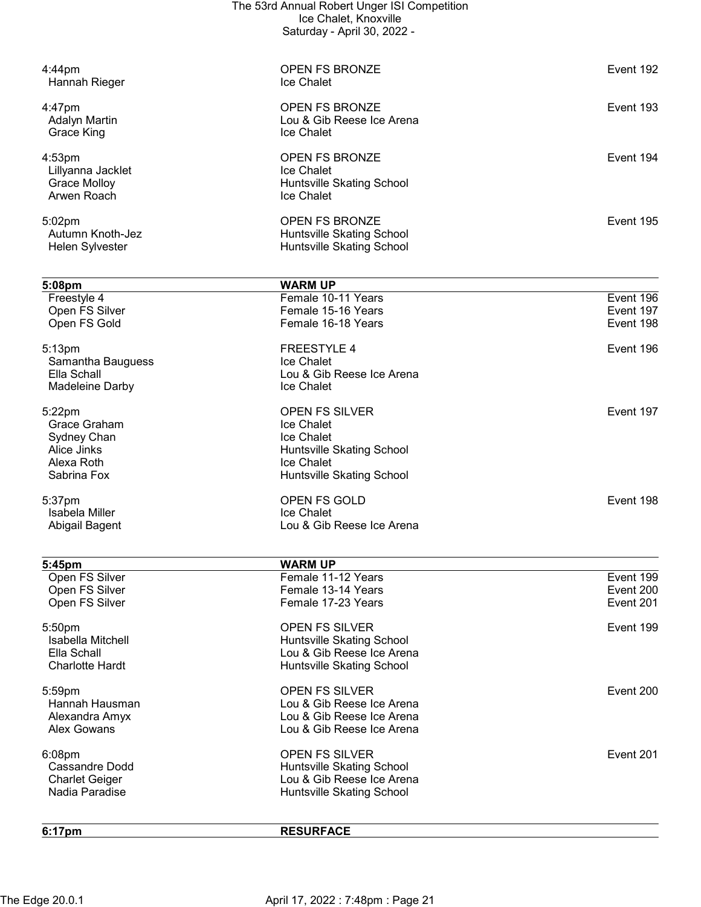| | | |
|---|---|---|
| 4:44pm | OPEN FS BRONZE | Event 192 |
| Hannah Rieger | Ice Chalet | |
| | | |
| 4:47pm | OPEN FS BRONZE | Event 193 |
| Adalyn Martin | Lou & Gib Reese Ice Arena | |
| Grace King | Ice Chalet | |
| | | |
| 4:53pm | OPEN FS BRONZE | Event 194 |
| Lillyanna Jacklet | Ice Chalet | |
| Grace Molloy | Huntsville Skating School | |
| Arwen Roach | Ice Chalet | |
| | | |
| 5:02pm | OPEN FS BRONZE | Event 195 |
| Autumn Knoth-Jez | Huntsville Skating School | |
| Helen Sylvester | Huntsville Skating School | |

| **5:08pm** | **WARM UP** | |
|---|---|---|
| Freestyle 4 | Female 10-11 Years | Event 196 |
| Open FS Silver | Female 15-16 Years | Event 197 |
| Open FS Gold | Female 16-18 Years | Event 198 |
| | | |
| 5:13pm | FREESTYLE 4 | Event 196 |
| Samantha Bauguess | Ice Chalet | |
| Ella Schall | Lou & Gib Reese Ice Arena | |
| Madeleine Darby | Ice Chalet | |
| | | |
| 5:22pm | OPEN FS SILVER | Event 197 |
| Grace Graham | Ice Chalet | |
| Sydney Chan | Ice Chalet | |
| Alice Jinks | Huntsville Skating School | |
| Alexa Roth | Ice Chalet | |
| Sabrina Fox | Huntsville Skating School | |
| | | |
| 5:37pm | OPEN FS GOLD | Event 198 |
| Isabela Miller | Ice Chalet | |
| Abigail Bagent | Lou & Gib Reese Ice Arena | |

| **5:45pm** | **WARM UP** | |
|---|---|---|
| Open FS Silver | Female 11-12 Years | Event 199 |
| Open FS Silver | Female 13-14 Years | Event 200 |
| Open FS Silver | Female 17-23 Years | Event 201 |
| | | |
| 5:50pm | OPEN FS SILVER | Event 199 |
| Isabella Mitchell | Huntsville Skating School | |
| Ella Schall | Lou & Gib Reese Ice Arena | |
| Charlotte Hardt | Huntsville Skating School | |
| | | |
| 5:59pm | OPEN FS SILVER | Event 200 |
| Hannah Hausman | Lou & Gib Reese Ice Arena | |
| Alexandra Amyx | Lou & Gib Reese Ice Arena | |
| Alex Gowans | Lou & Gib Reese Ice Arena | |
| | | |
| 6:08pm | OPEN FS SILVER | Event 201 |
| Cassandre Dodd | Huntsville Skating School | |
| Charlet Geiger | Lou & Gib Reese Ice Arena | |
| Nadia Paradise | Huntsville Skating School | |

| **6:17pm** | **RESURFACE** | |
|---|---|---|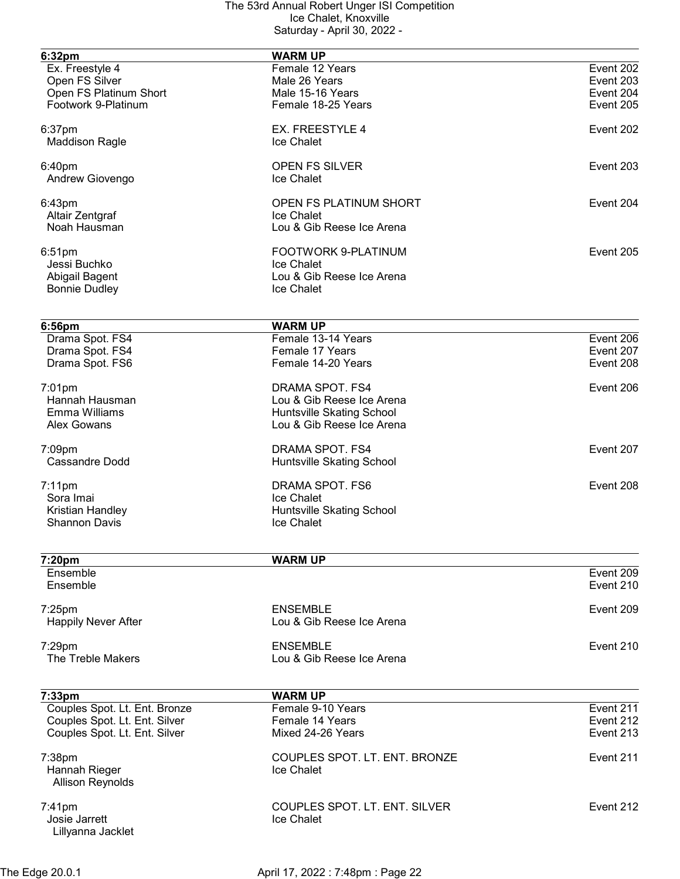| 6:32pm | WARM UP | |
|---|---|---|
| Ex. Freestyle 4 | Female 12 Years | Event 202 |
| Open FS Silver | Male 26 Years | Event 203 |
| Open FS Platinum Short | Male 15-16 Years | Event 204 |
| Footwork 9-Platinum | Female 18-25 Years | Event 205 |

6:37pm — EX. FREESTYLE 4 — Event 202
- Maddison Ragle — Ice Chalet

6:40pm — OPEN FS SILVER — Event 203
- Andrew Giovengo — Ice Chalet

6:43pm — OPEN FS PLATINUM SHORT — Event 204
- Altair Zentgraf — Ice Chalet
- Noah Hausman — Lou & Gib Reese Ice Arena

6:51pm — FOOTWORK 9-PLATINUM — Event 205
- Jessi Buchko — Ice Chalet
- Abigail Bagent — Lou & Gib Reese Ice Arena
- Bonnie Dudley — Ice Chalet

| 6:56pm | WARM UP | |
|---|---|---|
| Drama Spot. FS4 | Female 13-14 Years | Event 206 |
| Drama Spot. FS4 | Female 17 Years | Event 207 |
| Drama Spot. FS6 | Female 14-20 Years | Event 208 |

7:01pm — DRAMA SPOT. FS4 — Event 206
- Hannah Hausman — Lou & Gib Reese Ice Arena
- Emma Williams — Huntsville Skating School
- Alex Gowans — Lou & Gib Reese Ice Arena

7:09pm — DRAMA SPOT. FS4 — Event 207
- Cassandre Dodd — Huntsville Skating School

7:11pm — DRAMA SPOT. FS6 — Event 208
- Sora Imai — Ice Chalet
- Kristian Handley — Huntsville Skating School
- Shannon Davis — Ice Chalet

| 7:20pm | WARM UP | |
|---|---|---|
| Ensemble | | Event 209 |
| Ensemble | | Event 210 |

7:25pm — ENSEMBLE — Event 209
- Happily Never After — Lou & Gib Reese Ice Arena

7:29pm — ENSEMBLE — Event 210
- The Treble Makers — Lou & Gib Reese Ice Arena

| 7:33pm | WARM UP | |
|---|---|---|
| Couples Spot. Lt. Ent. Bronze | Female 9-10 Years | Event 211 |
| Couples Spot. Lt. Ent. Silver | Female 14 Years | Event 212 |
| Couples Spot. Lt. Ent. Silver | Mixed 24-26 Years | Event 213 |

7:38pm — COUPLES SPOT. LT. ENT. BRONZE — Event 211
- Hannah Rieger / Allison Reynolds — Ice Chalet

7:41pm — COUPLES SPOT. LT. ENT. SILVER — Event 212
- Josie Jarrett / Lillyanna Jacklet — Ice Chalet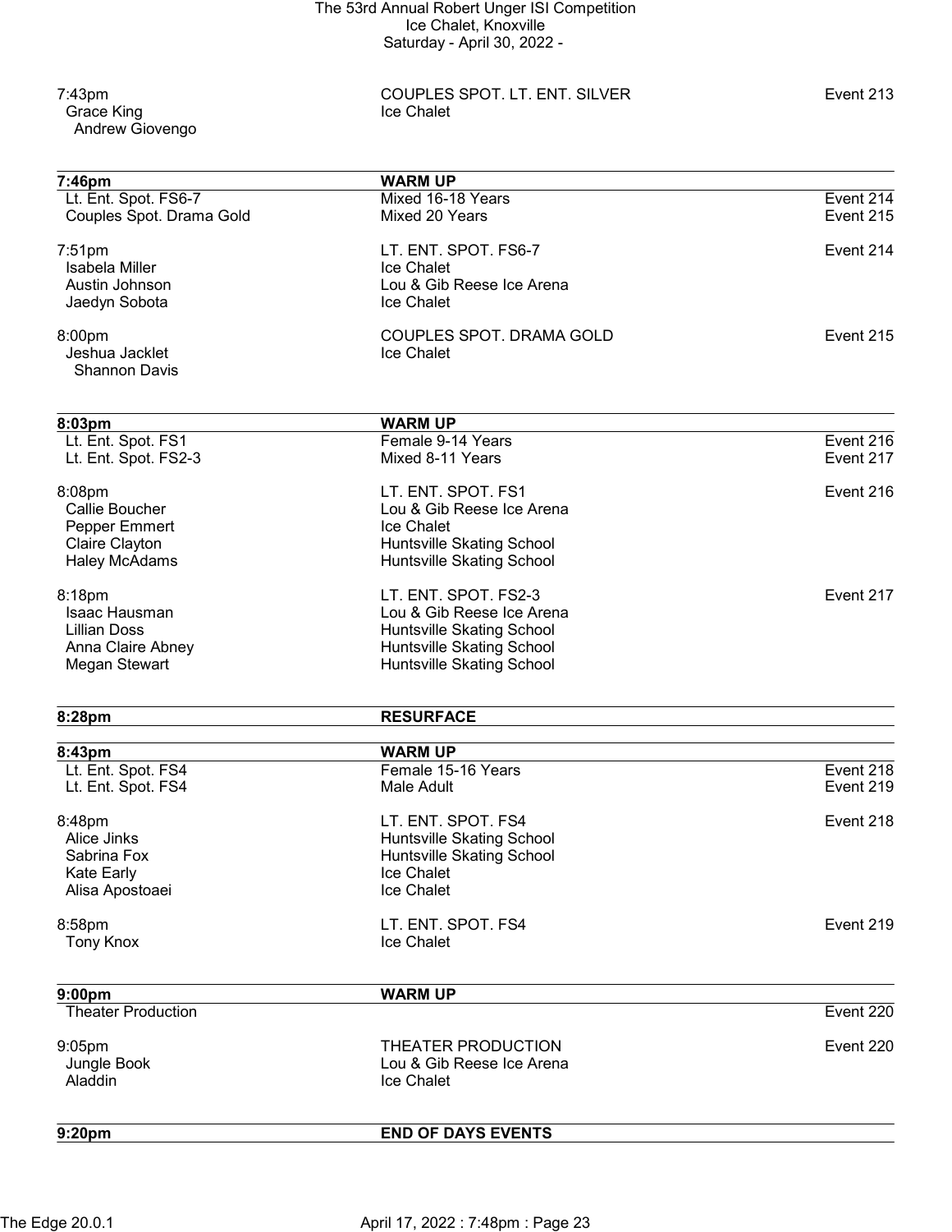| | | |
|---|---|---|
| 7:43pm | COUPLES SPOT. LT. ENT. SILVER | Event 213 |
| Grace King<br>Andrew Giovengo | Ice Chalet | |

| **7:46pm** | **WARM UP** | |
|---|---|---|
| Lt. Ent. Spot. FS6-7 | Mixed 16-18 Years | Event 214 |
| Couples Spot. Drama Gold | Mixed 20 Years | Event 215 |

| | | |
|---|---|---|
| 7:51pm | LT. ENT. SPOT. FS6-7 | Event 214 |
| Isabela Miller | Ice Chalet | |
| Austin Johnson | Lou & Gib Reese Ice Arena | |
| Jaedyn Sobota | Ice Chalet | |

| | | |
|---|---|---|
| 8:00pm | COUPLES SPOT. DRAMA GOLD | Event 215 |
| Jeshua Jacklet<br>Shannon Davis | Ice Chalet | |

| **8:03pm** | **WARM UP** | |
|---|---|---|
| Lt. Ent. Spot. FS1 | Female 9-14 Years | Event 216 |
| Lt. Ent. Spot. FS2-3 | Mixed 8-11 Years | Event 217 |

| | | |
|---|---|---|
| 8:08pm | LT. ENT. SPOT. FS1 | Event 216 |
| Callie Boucher | Lou & Gib Reese Ice Arena | |
| Pepper Emmert | Ice Chalet | |
| Claire Clayton | Huntsville Skating School | |
| Haley McAdams | Huntsville Skating School | |

| | | |
|---|---|---|
| 8:18pm | LT. ENT. SPOT. FS2-3 | Event 217 |
| Isaac Hausman | Lou & Gib Reese Ice Arena | |
| Lillian Doss | Huntsville Skating School | |
| Anna Claire Abney | Huntsville Skating School | |
| Megan Stewart | Huntsville Skating School | |

| **8:28pm** | **RESURFACE** | |
|---|---|---|

| **8:43pm** | **WARM UP** | |
|---|---|---|
| Lt. Ent. Spot. FS4 | Female 15-16 Years | Event 218 |
| Lt. Ent. Spot. FS4 | Male Adult | Event 219 |

| | | |
|---|---|---|
| 8:48pm | LT. ENT. SPOT. FS4 | Event 218 |
| Alice Jinks | Huntsville Skating School | |
| Sabrina Fox | Huntsville Skating School | |
| Kate Early | Ice Chalet | |
| Alisa Apostoaei | Ice Chalet | |

| | | |
|---|---|---|
| 8:58pm | LT. ENT. SPOT. FS4 | Event 219 |
| Tony Knox | Ice Chalet | |

| **9:00pm** | **WARM UP** | |
|---|---|---|
| Theater Production | | Event 220 |

| | | |
|---|---|---|
| 9:05pm | THEATER PRODUCTION | Event 220 |
| Jungle Book | Lou & Gib Reese Ice Arena | |
| Aladdin | Ice Chalet | |

| **9:20pm** | **END OF DAYS EVENTS** | |
|---|---|---|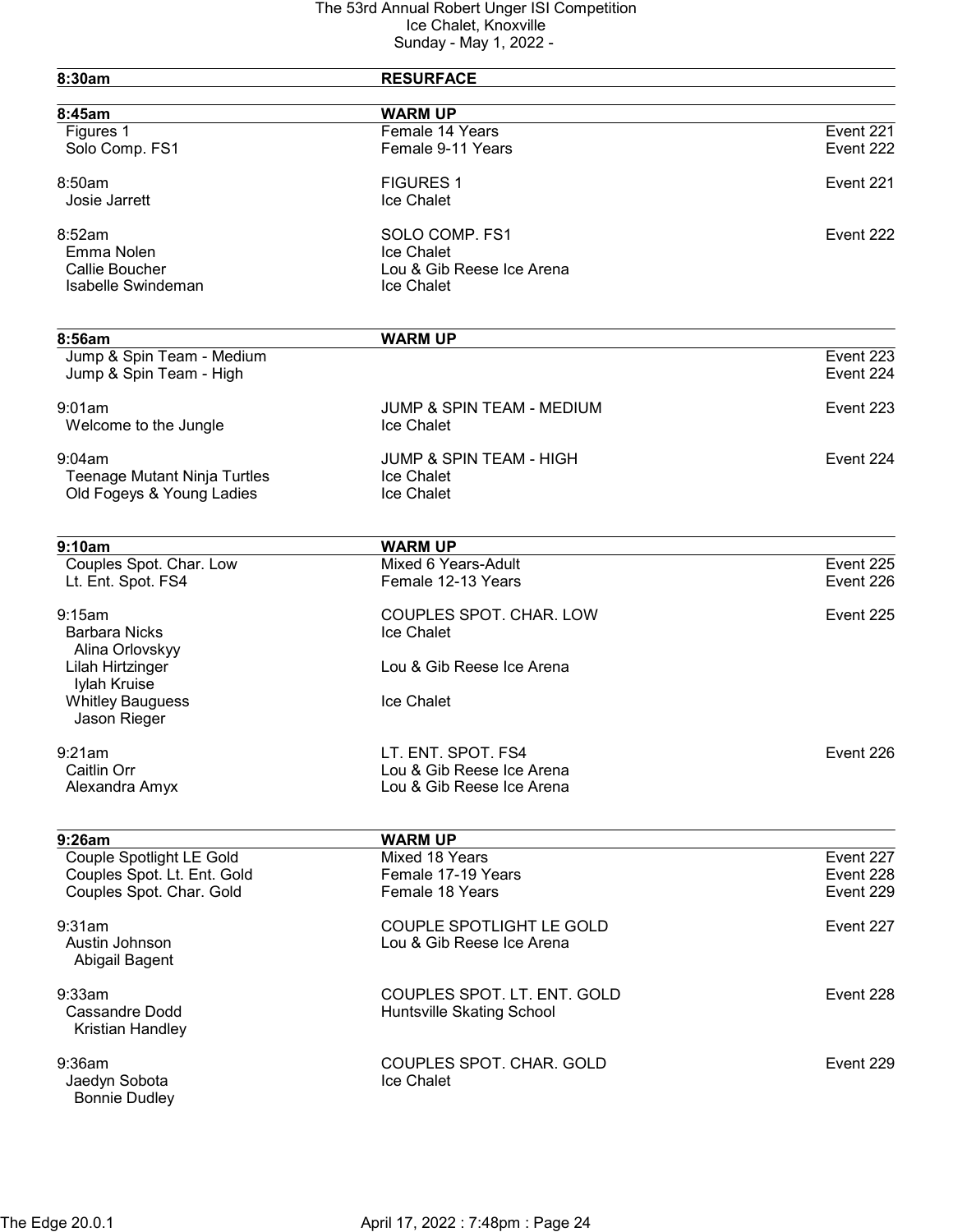# The 53rd Annual Robert Unger ISI Competition
Ice Chalet, Knoxville
Sunday - May 1, 2022 -

| | | |
|---|---|---|
| **8:30am** | **RESURFACE** | |
| | | |
| **8:45am** | **WARM UP** | |
| Figures 1 | Female 14 Years | Event 221 |
| Solo Comp. FS1 | Female 9-11 Years | Event 222 |
| | | |
| 8:50am | FIGURES 1 | Event 221 |
| Josie Jarrett | Ice Chalet | |
| | | |
| 8:52am | SOLO COMP. FS1 | Event 222 |
| Emma Nolen | Ice Chalet | |
| Callie Boucher | Lou & Gib Reese Ice Arena | |
| Isabelle Swindeman | Ice Chalet | |
| | | |
| **8:56am** | **WARM UP** | |
| Jump & Spin Team - Medium | | Event 223 |
| Jump & Spin Team - High | | Event 224 |
| | | |
| 9:01am | JUMP & SPIN TEAM - MEDIUM | Event 223 |
| Welcome to the Jungle | Ice Chalet | |
| | | |
| 9:04am | JUMP & SPIN TEAM - HIGH | Event 224 |
| Teenage Mutant Ninja Turtles | Ice Chalet | |
| Old Fogeys & Young Ladies | Ice Chalet | |
| | | |
| **9:10am** | **WARM UP** | |
| Couples Spot. Char. Low | Mixed 6 Years-Adult | Event 225 |
| Lt. Ent. Spot. FS4 | Female 12-13 Years | Event 226 |
| | | |
| 9:15am | COUPLES SPOT. CHAR. LOW | Event 225 |
| Barbara Nicks | Ice Chalet | |
| Alina Orlovskyy | | |
| Lilah Hirtzinger | Lou & Gib Reese Ice Arena | |
| Iylah Kruise | | |
| Whitley Bauguess | Ice Chalet | |
| Jason Rieger | | |
| | | |
| 9:21am | LT. ENT. SPOT. FS4 | Event 226 |
| Caitlin Orr | Lou & Gib Reese Ice Arena | |
| Alexandra Amyx | Lou & Gib Reese Ice Arena | |
| | | |
| **9:26am** | **WARM UP** | |
| Couple Spotlight LE Gold | Mixed 18 Years | Event 227 |
| Couples Spot. Lt. Ent. Gold | Female 17-19 Years | Event 228 |
| Couples Spot. Char. Gold | Female 18 Years | Event 229 |
| | | |
| 9:31am | COUPLE SPOTLIGHT LE GOLD | Event 227 |
| Austin Johnson | Lou & Gib Reese Ice Arena | |
| Abigail Bagent | | |
| | | |
| 9:33am | COUPLES SPOT. LT. ENT. GOLD | Event 228 |
| Cassandre Dodd | Huntsville Skating School | |
| Kristian Handley | | |
| | | |
| 9:36am | COUPLES SPOT. CHAR. GOLD | Event 229 |
| Jaedyn Sobota | Ice Chalet | |
| Bonnie Dudley | | |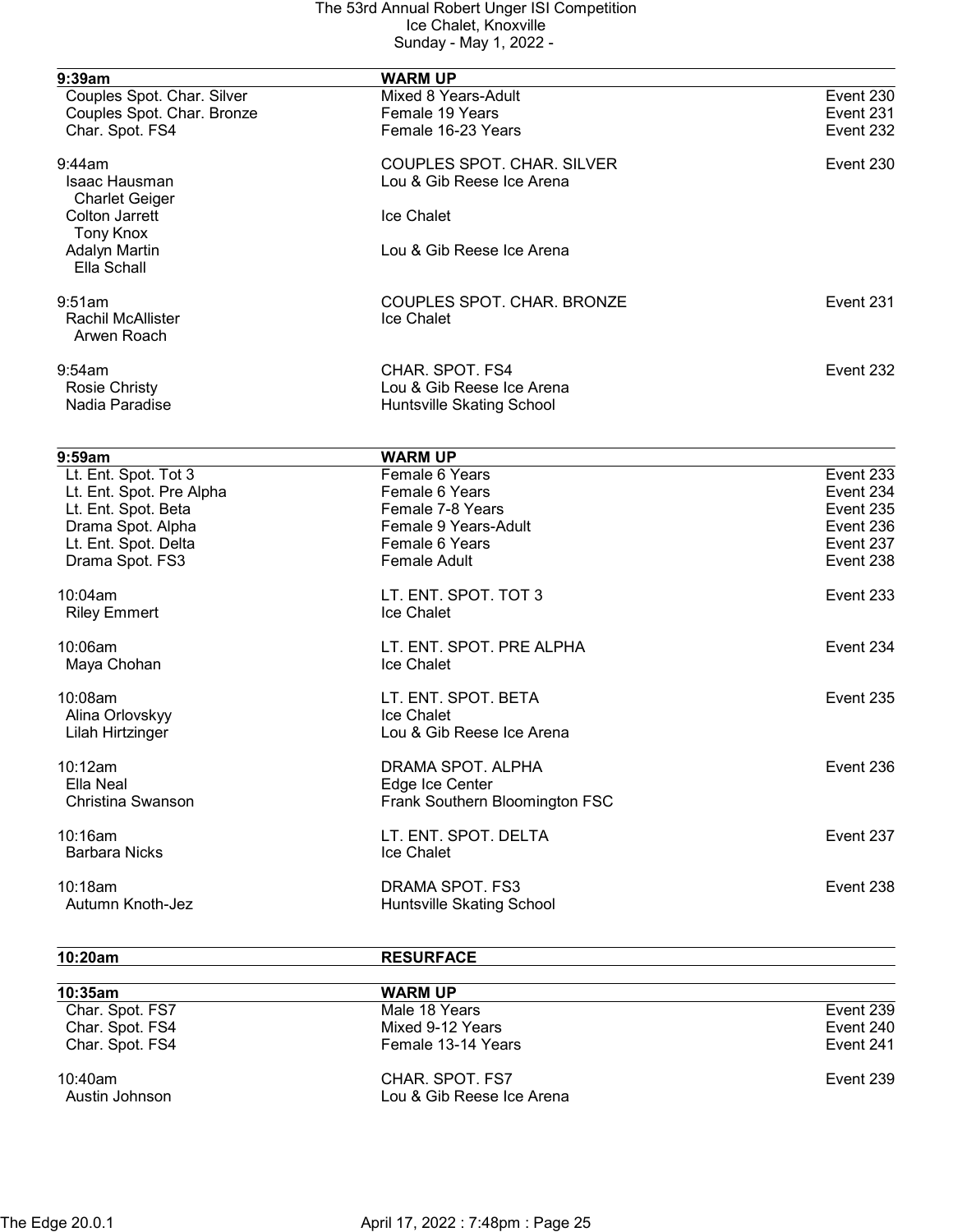| 9:39am | WARM UP | |
|---|---|---|
| Couples Spot. Char. Silver | Mixed 8 Years-Adult | Event 230 |
| Couples Spot. Char. Bronze | Female 19 Years | Event 231 |
| Char. Spot. FS4 | Female 16-23 Years | Event 232 |

9:44am — COUPLES SPOT. CHAR. SILVER — Event 230

- Isaac Hausman / Charlet Geiger — Lou & Gib Reese Ice Arena
- Colton Jarrett / Tony Knox — Ice Chalet
- Adalyn Martin / Ella Schall — Lou & Gib Reese Ice Arena

9:51am — COUPLES SPOT. CHAR. BRONZE — Event 231

- Rachil McAllister / Arwen Roach — Ice Chalet

9:54am — CHAR. SPOT. FS4 — Event 232

- Rosie Christy — Lou & Gib Reese Ice Arena
- Nadia Paradise — Huntsville Skating School

| 9:59am | WARM UP | |
|---|---|---|
| Lt. Ent. Spot. Tot 3 | Female 6 Years | Event 233 |
| Lt. Ent. Spot. Pre Alpha | Female 6 Years | Event 234 |
| Lt. Ent. Spot. Beta | Female 7-8 Years | Event 235 |
| Drama Spot. Alpha | Female 9 Years-Adult | Event 236 |
| Lt. Ent. Spot. Delta | Female 6 Years | Event 237 |
| Drama Spot. FS3 | Female Adult | Event 238 |

10:04am — LT. ENT. SPOT. TOT 3 — Event 233

- Riley Emmert — Ice Chalet

10:06am — LT. ENT. SPOT. PRE ALPHA — Event 234

- Maya Chohan — Ice Chalet

10:08am — LT. ENT. SPOT. BETA — Event 235

- Alina Orlovskyy — Ice Chalet
- Lilah Hirtzinger — Lou & Gib Reese Ice Arena

10:12am — DRAMA SPOT. ALPHA — Event 236

- Ella Neal — Edge Ice Center
- Christina Swanson — Frank Southern Bloomington FSC

10:16am — LT. ENT. SPOT. DELTA — Event 237

- Barbara Nicks — Ice Chalet

10:18am — DRAMA SPOT. FS3 — Event 238

- Autumn Knoth-Jez — Huntsville Skating School

**10:20am — RESURFACE**

| 10:35am | WARM UP | |
|---|---|---|
| Char. Spot. FS7 | Male 18 Years | Event 239 |
| Char. Spot. FS4 | Mixed 9-12 Years | Event 240 |
| Char. Spot. FS4 | Female 13-14 Years | Event 241 |

10:40am — CHAR. SPOT. FS7 — Event 239

- Austin Johnson — Lou & Gib Reese Ice Arena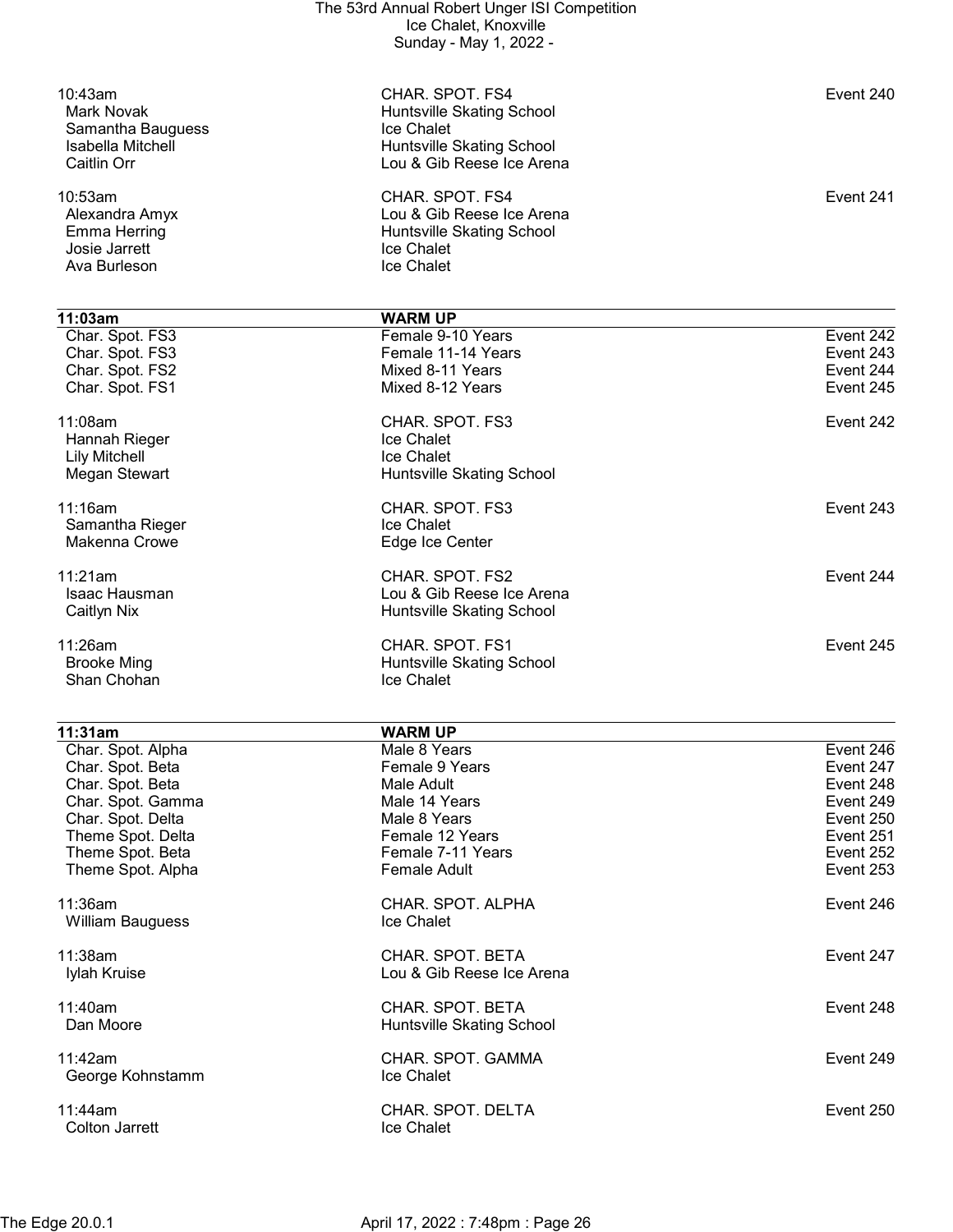| | | |
|---|---|---|
| 10:43am | CHAR. SPOT. FS4 | Event 240 |
| Mark Novak | Huntsville Skating School | |
| Samantha Bauguess | Ice Chalet | |
| Isabella Mitchell | Huntsville Skating School | |
| Caitlin Orr | Lou & Gib Reese Ice Arena | |
| | | |
| 10:53am | CHAR. SPOT. FS4 | Event 241 |
| Alexandra Amyx | Lou & Gib Reese Ice Arena | |
| Emma Herring | Huntsville Skating School | |
| Josie Jarrett | Ice Chalet | |
| Ava Burleson | Ice Chalet | |

| **11:03am** | **WARM UP** | |
|---|---|---|
| Char. Spot. FS3 | Female 9-10 Years | Event 242 |
| Char. Spot. FS3 | Female 11-14 Years | Event 243 |
| Char. Spot. FS2 | Mixed 8-11 Years | Event 244 |
| Char. Spot. FS1 | Mixed 8-12 Years | Event 245 |
| | | |
| 11:08am | CHAR. SPOT. FS3 | Event 242 |
| Hannah Rieger | Ice Chalet | |
| Lily Mitchell | Ice Chalet | |
| Megan Stewart | Huntsville Skating School | |
| | | |
| 11:16am | CHAR. SPOT. FS3 | Event 243 |
| Samantha Rieger | Ice Chalet | |
| Makenna Crowe | Edge Ice Center | |
| | | |
| 11:21am | CHAR. SPOT. FS2 | Event 244 |
| Isaac Hausman | Lou & Gib Reese Ice Arena | |
| Caitlyn Nix | Huntsville Skating School | |
| | | |
| 11:26am | CHAR. SPOT. FS1 | Event 245 |
| Brooke Ming | Huntsville Skating School | |
| Shan Chohan | Ice Chalet | |

| **11:31am** | **WARM UP** | |
|---|---|---|
| Char. Spot. Alpha | Male 8 Years | Event 246 |
| Char. Spot. Beta | Female 9 Years | Event 247 |
| Char. Spot. Beta | Male Adult | Event 248 |
| Char. Spot. Gamma | Male 14 Years | Event 249 |
| Char. Spot. Delta | Male 8 Years | Event 250 |
| Theme Spot. Delta | Female 12 Years | Event 251 |
| Theme Spot. Beta | Female 7-11 Years | Event 252 |
| Theme Spot. Alpha | Female Adult | Event 253 |
| | | |
| 11:36am | CHAR. SPOT. ALPHA | Event 246 |
| William Bauguess | Ice Chalet | |
| | | |
| 11:38am | CHAR. SPOT. BETA | Event 247 |
| Iylah Kruise | Lou & Gib Reese Ice Arena | |
| | | |
| 11:40am | CHAR. SPOT. BETA | Event 248 |
| Dan Moore | Huntsville Skating School | |
| | | |
| 11:42am | CHAR. SPOT. GAMMA | Event 249 |
| George Kohnstamm | Ice Chalet | |
| | | |
| 11:44am | CHAR. SPOT. DELTA | Event 250 |
| Colton Jarrett | Ice Chalet | |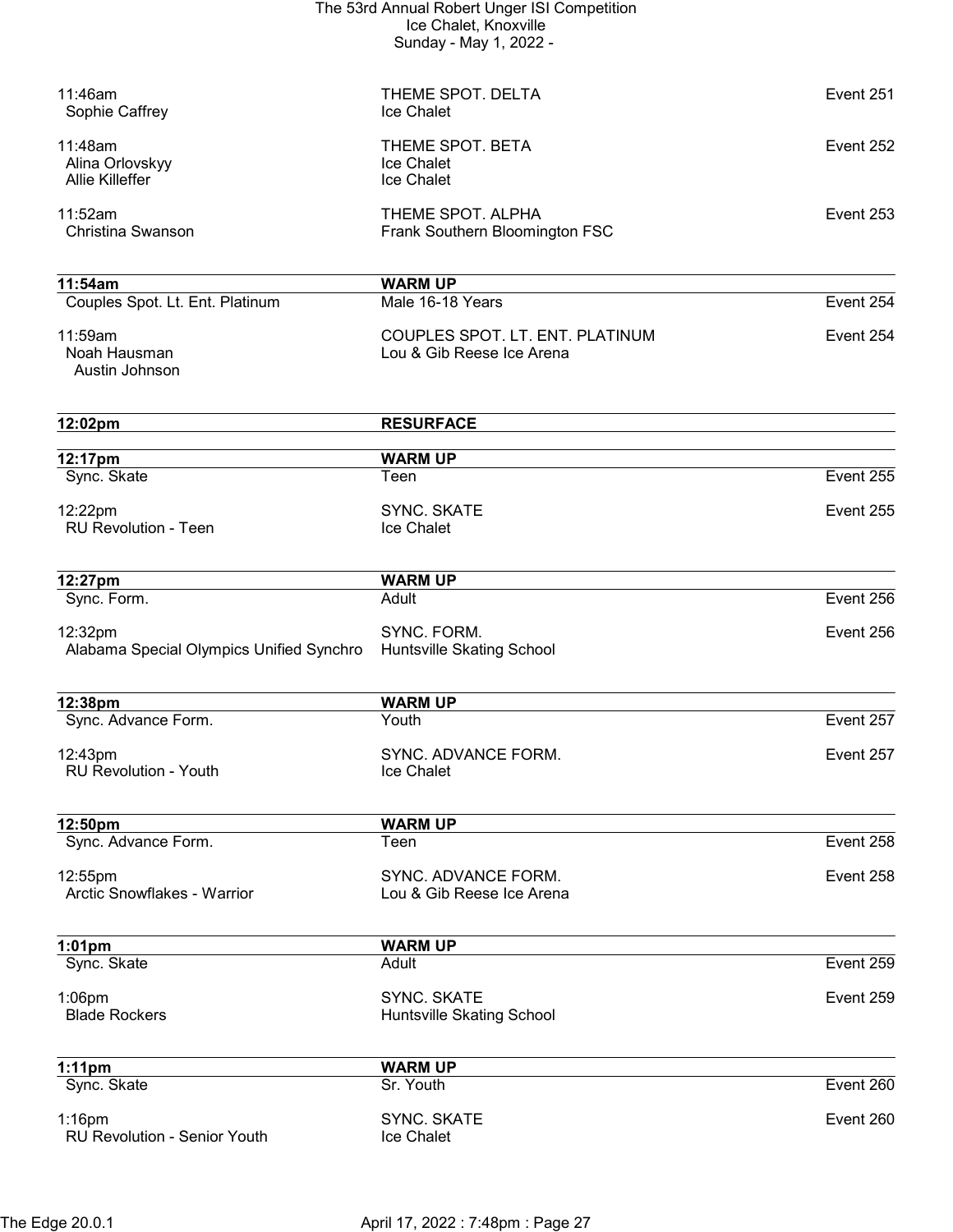| | | |
|---|---|---|
| 11:46am | THEME SPOT. DELTA | Event 251 |
| Sophie Caffrey | Ice Chalet | |
| | | |
| 11:48am | THEME SPOT. BETA | Event 252 |
| Alina Orlovskyy | Ice Chalet | |
| Allie Killeffer | Ice Chalet | |
| | | |
| 11:52am | THEME SPOT. ALPHA | Event 253 |
| Christina Swanson | Frank Southern Bloomington FSC | |

| **11:54am** | **WARM UP** | |
|---|---|---|
| Couples Spot. Lt. Ent. Platinum | Male 16-18 Years | Event 254 |
| | | |
| 11:59am | COUPLES SPOT. LT. ENT. PLATINUM | Event 254 |
| Noah Hausman | Lou & Gib Reese Ice Arena | |
| Austin Johnson | | |

| **12:02pm** | **RESURFACE** | |
|---|---|---|

| **12:17pm** | **WARM UP** | |
|---|---|---|
| Sync. Skate | Teen | Event 255 |
| | | |
| 12:22pm | SYNC. SKATE | Event 255 |
| RU Revolution - Teen | Ice Chalet | |

| **12:27pm** | **WARM UP** | |
|---|---|---|
| Sync. Form. | Adult | Event 256 |
| | | |
| 12:32pm | SYNC. FORM. | Event 256 |
| Alabama Special Olympics Unified Synchro | Huntsville Skating School | |

| **12:38pm** | **WARM UP** | |
|---|---|---|
| Sync. Advance Form. | Youth | Event 257 |
| | | |
| 12:43pm | SYNC. ADVANCE FORM. | Event 257 |
| RU Revolution - Youth | Ice Chalet | |

| **12:50pm** | **WARM UP** | |
|---|---|---|
| Sync. Advance Form. | Teen | Event 258 |
| | | |
| 12:55pm | SYNC. ADVANCE FORM. | Event 258 |
| Arctic Snowflakes - Warrior | Lou & Gib Reese Ice Arena | |

| **1:01pm** | **WARM UP** | |
|---|---|---|
| Sync. Skate | Adult | Event 259 |
| | | |
| 1:06pm | SYNC. SKATE | Event 259 |
| Blade Rockers | Huntsville Skating School | |

| **1:11pm** | **WARM UP** | |
|---|---|---|
| Sync. Skate | Sr. Youth | Event 260 |
| | | |
| 1:16pm | SYNC. SKATE | Event 260 |
| RU Revolution - Senior Youth | Ice Chalet | |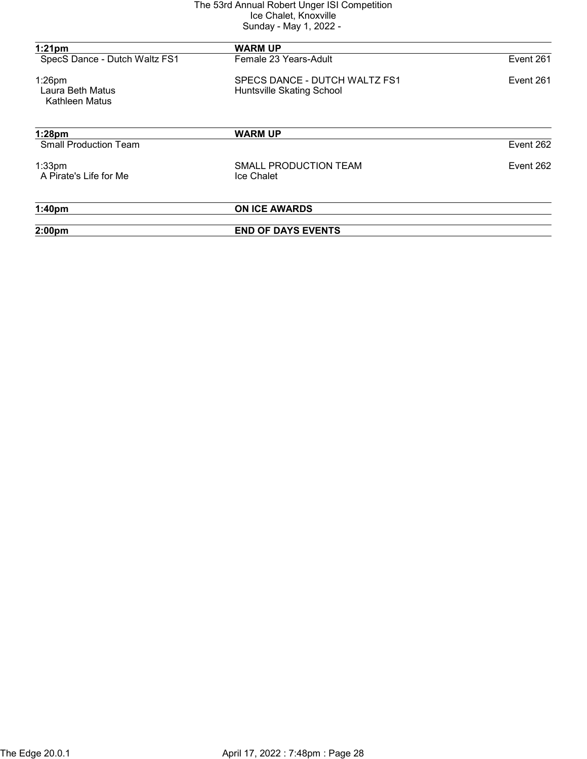| | | |
|---|---|---|
| **1:21pm** | **WARM UP** | |
| SpecS Dance - Dutch Waltz FS1 | Female 23 Years-Adult | Event 261 |
| 1:26pm | SPECS DANCE - DUTCH WALTZ FS1 | Event 261 |
| Laura Beth Matus<br>Kathleen Matus | Huntsville Skating School | |

| | | |
|---|---|---|
| **1:28pm** | **WARM UP** | |
| Small Production Team | | Event 262 |
| 1:33pm | SMALL PRODUCTION TEAM | Event 262 |
| A Pirate's Life for Me | Ice Chalet | |

| | |
|---|---|
| **1:40pm** | **ON ICE AWARDS** |

| | |
|---|---|
| **2:00pm** | **END OF DAYS EVENTS** |